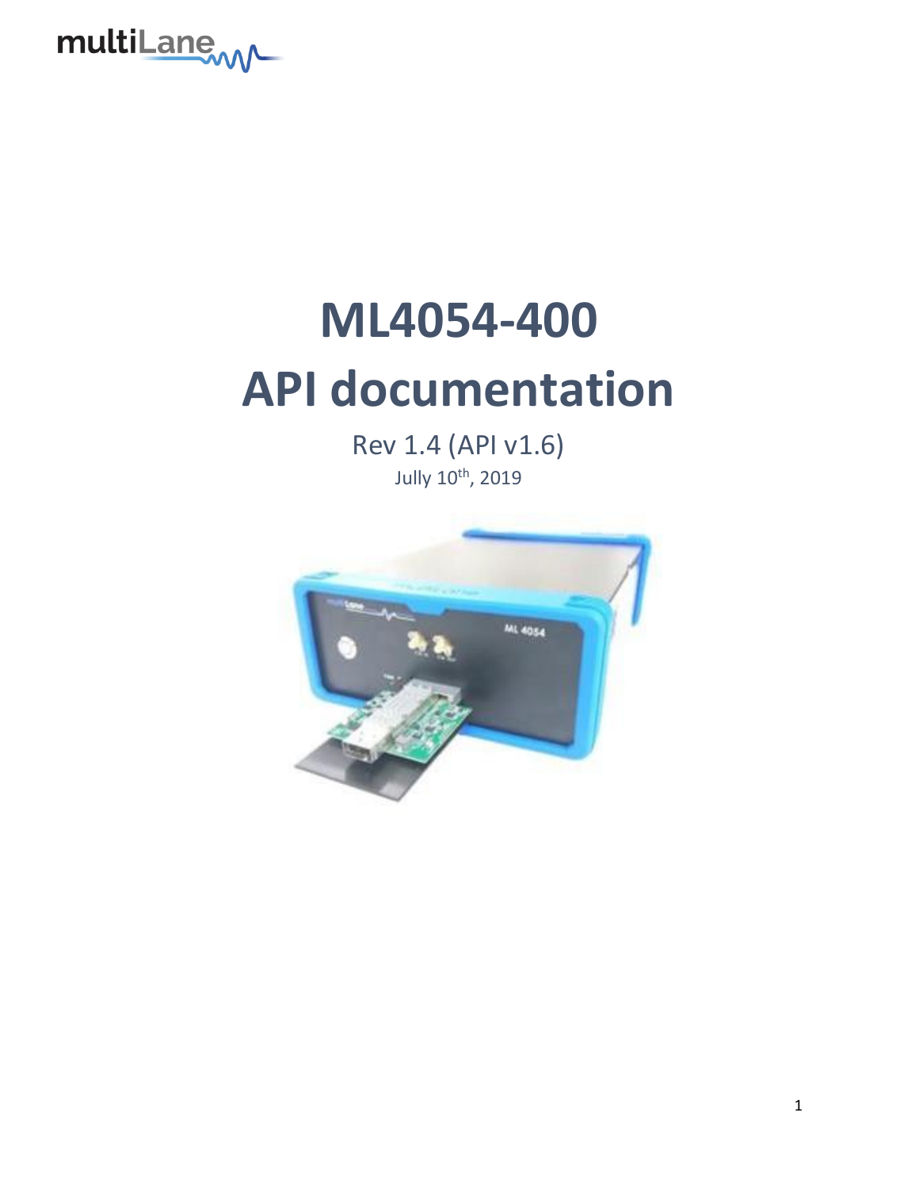# ML4054-400
# API documentation

Rev 1.4 (API v1.6)

Jully 10th, 2019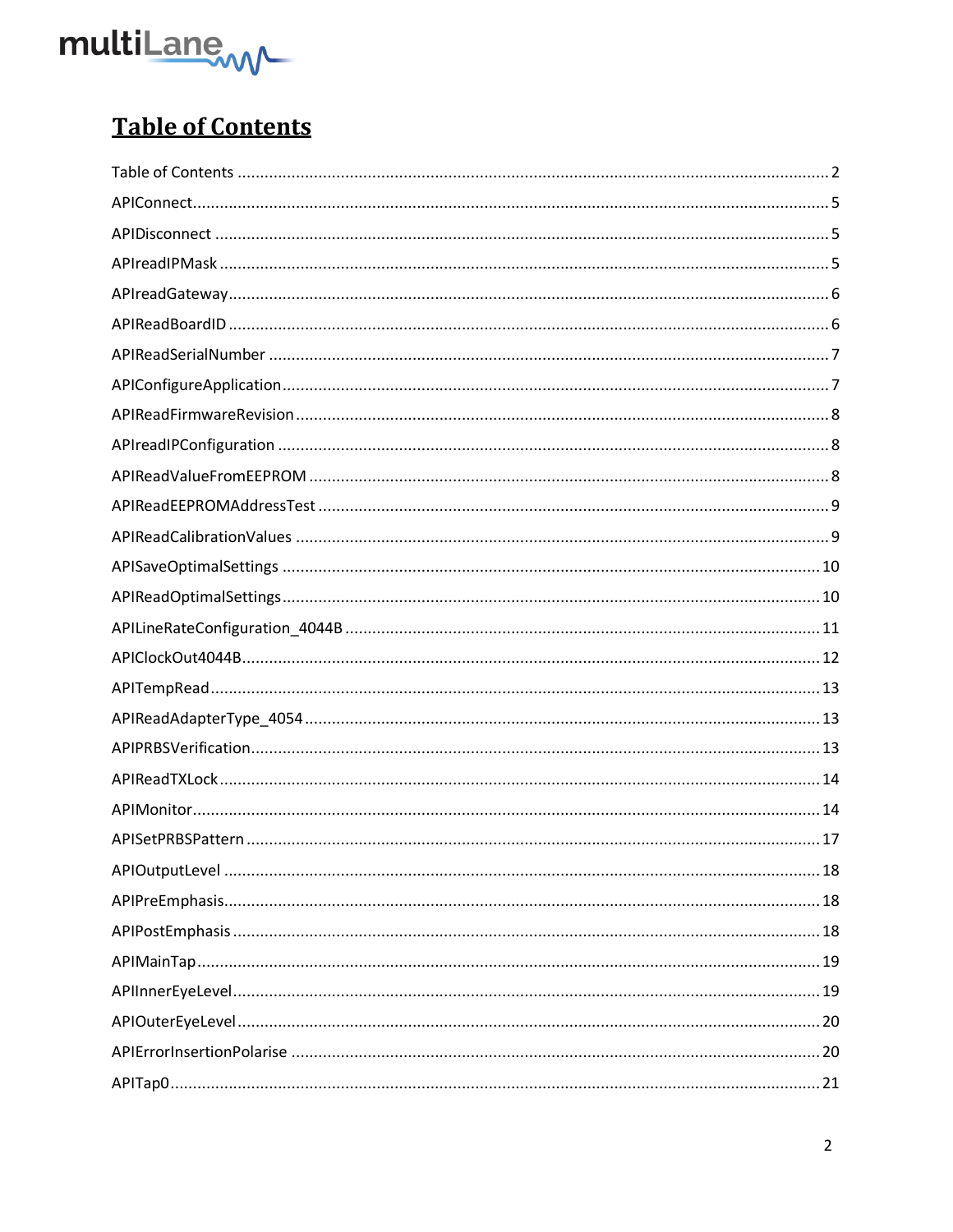# Table of Contents

Table of Contents ........................................................................................................................ 2

APIConnect................................................................................................................................ 5

APIDisconnect ........................................................................................................................... 5

APIreadIPMask .......................................................................................................................... 5

APIreadGateway........................................................................................................................ 6

APIReadBoardID ........................................................................................................................ 6

APIReadSerialNumber ............................................................................................................... 7

APIConfigureApplication............................................................................................................ 7

APIReadFirmwareRevision ......................................................................................................... 8

APIreadIPConfiguration ............................................................................................................. 8

APIReadValueFromEEPROM ...................................................................................................... 8

APIReadEEPROMAddressTest .................................................................................................... 9

APIReadCalibrationValues ......................................................................................................... 9

APISaveOptimalSettings .......................................................................................................... 10

APIReadOptimalSettings.......................................................................................................... 10

APILineRateConfiguration_4044B ............................................................................................ 11

APIClockOut4044B................................................................................................................... 12

APITempRead........................................................................................................................... 13

APIReadAdapterType_4054 ..................................................................................................... 13

APIPRBSVerification................................................................................................................. 13

APIReadTXLock ........................................................................................................................ 14

APIMonitor............................................................................................................................... 14

APISetPRBSPattern .................................................................................................................. 17

APIOutputLevel ....................................................................................................................... 18

APIPreEmphasis....................................................................................................................... 18

APIPostEmphasis ..................................................................................................................... 18

APIMainTap ............................................................................................................................. 19

APIInnerEyeLevel..................................................................................................................... 19

APIOuterEyeLevel .................................................................................................................... 20

APIErrorInsertionPolarise ........................................................................................................ 20

APITap0.................................................................................................................................... 21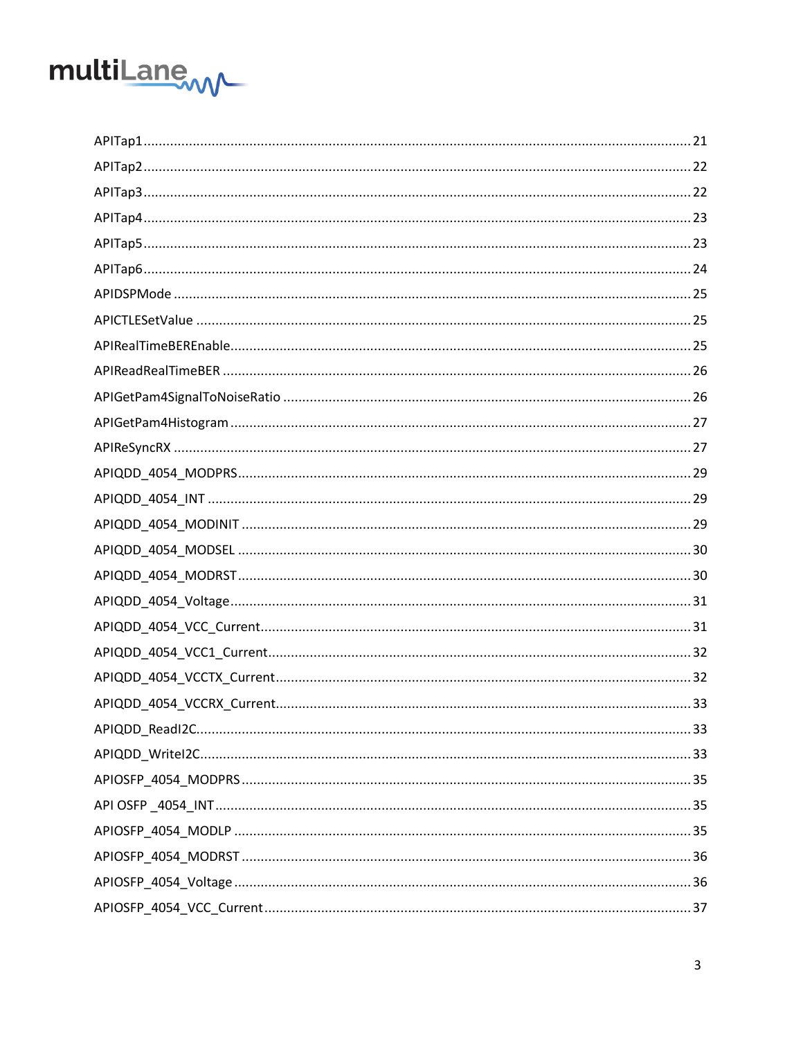APITap1 ........................................................................................................................................ 21

APITap2 ........................................................................................................................................ 22

APITap3 ........................................................................................................................................ 22

APITap4 ........................................................................................................................................ 23

APITap5 ........................................................................................................................................ 23

APITap6 ........................................................................................................................................ 24

APIDSPMode .................................................................................................................................. 25

APICTLESetValue ............................................................................................................................ 25

APIRealTimeBEREnable.................................................................................................................. 25

APIReadRealTimeBER ..................................................................................................................... 26

APIGetPam4SignalToNoiseRatio ..................................................................................................... 26

APIGetPam4Histogram ................................................................................................................... 27

APIReSyncRX .................................................................................................................................. 27

APIQDD_4054_MODPRS................................................................................................................. 29

APIQDD_4054_INT ......................................................................................................................... 29

APIQDD_4054_MODINIT ................................................................................................................ 29

APIQDD_4054_MODSEL ................................................................................................................. 30

APIQDD_4054_MODRST.................................................................................................................. 30

APIQDD_4054_Voltage.................................................................................................................... 31

APIQDD_4054_VCC_Current............................................................................................................ 31

APIQDD_4054_VCC1_Current.......................................................................................................... 32

APIQDD_4054_VCCTX_Current........................................................................................................ 32

APIQDD_4054_VCCRX_Current........................................................................................................ 33

APIQDD_ReadI2C............................................................................................................................ 33

APIQDD_WriteI2C........................................................................................................................... 33

APIOSFP_4054_MODPRS ................................................................................................................ 35

API OSFP _4054_INT........................................................................................................................ 35

APIOSFP_4054_MODLP .................................................................................................................. 35

APIOSFP_4054_MODRST ................................................................................................................ 36

APIOSFP_4054_Voltage .................................................................................................................. 36

APIOSFP_4054_VCC_Current........................................................................................................... 37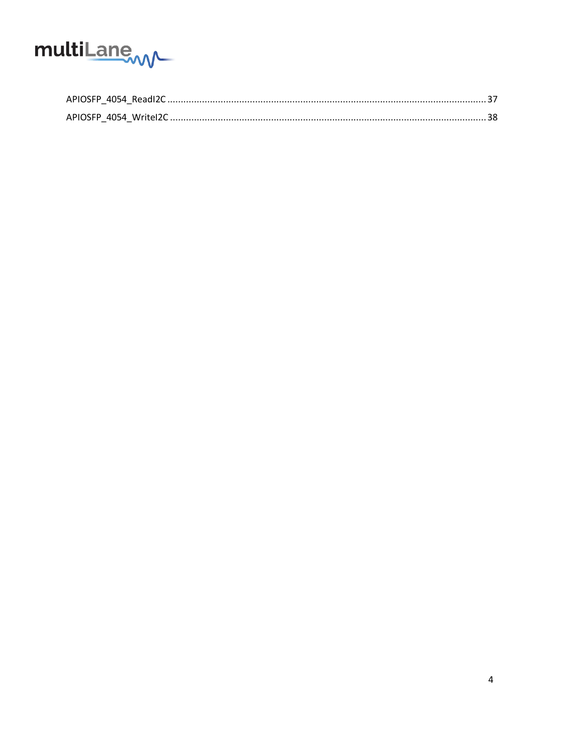APIOSFP_4054_ReadI2C ........................................................................................................................ 37

APIOSFP_4054_WriteI2C ...................................................................................................................... 38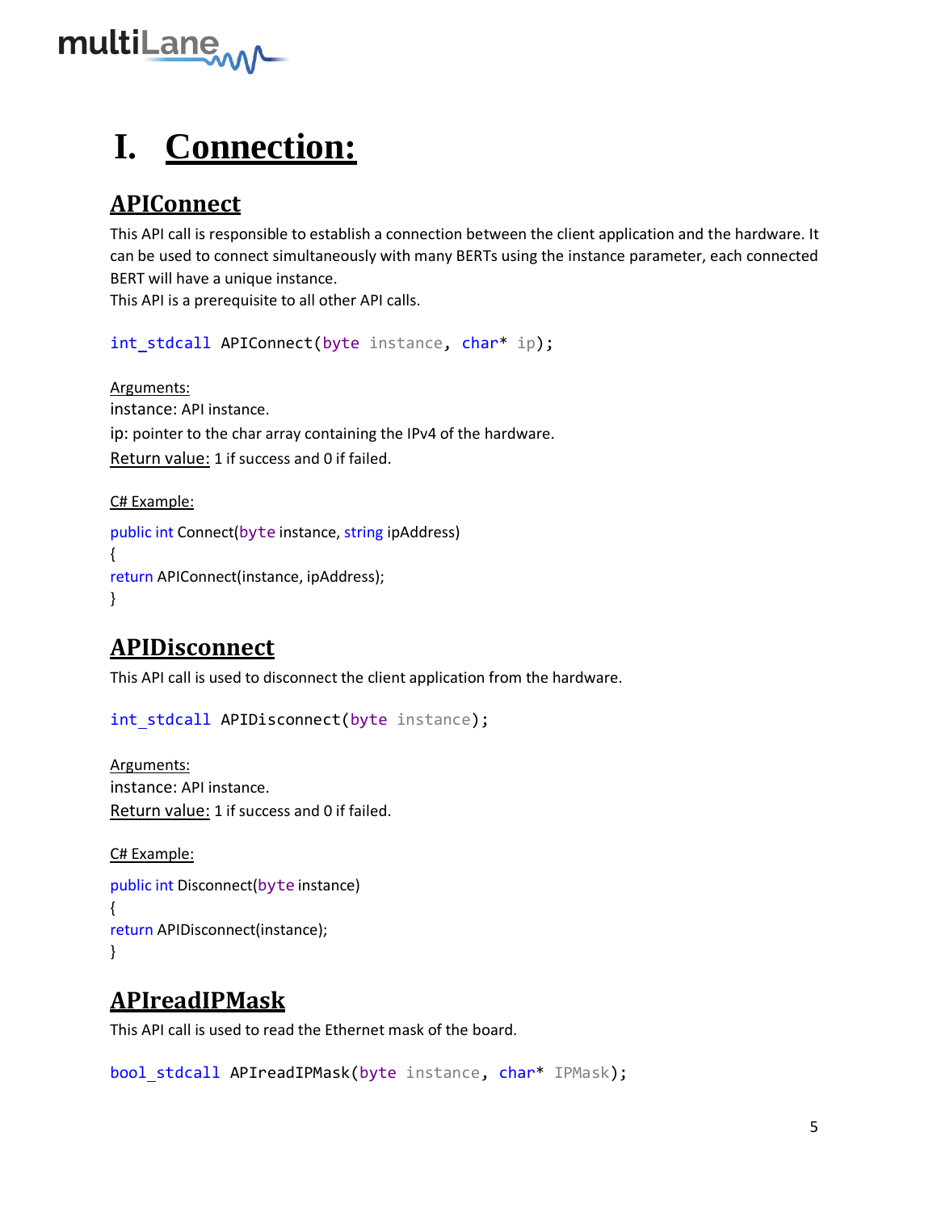# I. Connection:

## APIConnect

This API call is responsible to establish a connection between the client application and the hardware. It can be used to connect simultaneously with many BERTs using the instance parameter, each connected BERT will have a unique instance.
This API is a prerequisite to all other API calls.

```
int_stdcall APIConnect(byte instance, char* ip);
```

Arguments:
instance: API instance.
ip: pointer to the char array containing the IPv4 of the hardware.
Return value: 1 if success and 0 if failed.

C# Example:

```
public int Connect(byte instance, string ipAddress)
{
return APIConnect(instance, ipAddress);
}
```

## APIDisconnect

This API call is used to disconnect the client application from the hardware.

```
int_stdcall APIDisconnect(byte instance);
```

Arguments:
instance: API instance.
Return value: 1 if success and 0 if failed.

C# Example:

```
public int Disconnect(byte instance)
{
return APIDisconnect(instance);
}
```

## APIreadIPMask

This API call is used to read the Ethernet mask of the board.

```
bool_stdcall APIreadIPMask(byte instance, char* IPMask);
```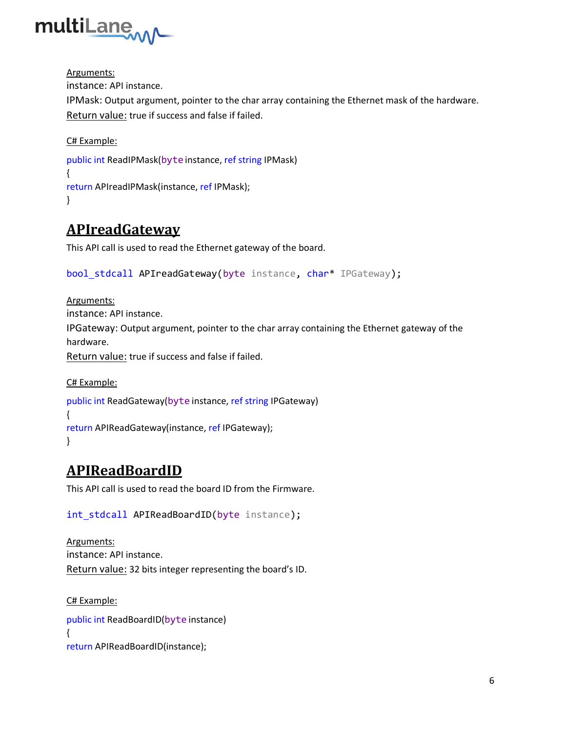Arguments:
instance: API instance.
IPMask: Output argument, pointer to the char array containing the Ethernet mask of the hardware.
Return value: true if success and false if failed.

C# Example:

```
public int ReadIPMask(byte instance, ref string IPMask)
{
return APIreadIPMask(instance, ref IPMask);
}
```

## APIreadGateway

This API call is used to read the Ethernet gateway of the board.

```
bool_stdcall APIreadGateway(byte instance, char* IPGateway);
```

Arguments:
instance: API instance.
IPGateway: Output argument, pointer to the char array containing the Ethernet gateway of the hardware.
Return value: true if success and false if failed.

C# Example:

```
public int ReadGateway(byte instance, ref string IPGateway)
{
return APIReadGateway(instance, ref IPGateway);
}
```

## APIReadBoardID

This API call is used to read the board ID from the Firmware.

```
int_stdcall APIReadBoardID(byte instance);
```

Arguments:
instance: API instance.
Return value: 32 bits integer representing the board's ID.

C# Example:

```
public int ReadBoardID(byte instance)
{
return APIReadBoardID(instance);
```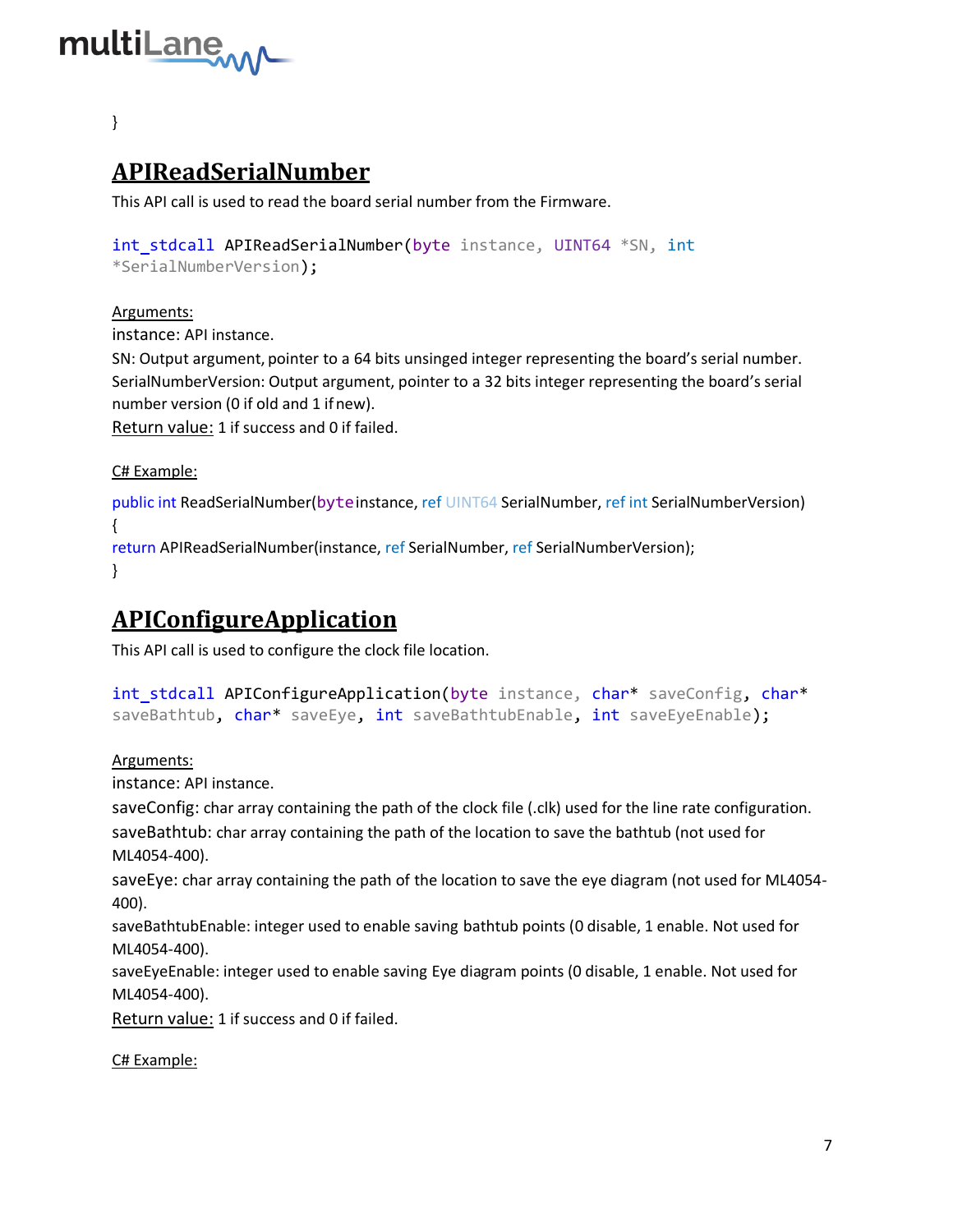}

## APIReadSerialNumber

This API call is used to read the board serial number from the Firmware.

```
int_stdcall APIReadSerialNumber(byte instance, UINT64 *SN, int
*SerialNumberVersion);
```

Arguments:

instance: API instance.

SN: Output argument, pointer to a 64 bits unsinged integer representing the board's serial number.

SerialNumberVersion: Output argument, pointer to a 32 bits integer representing the board's serial number version (0 if old and 1 if new).

Return value: 1 if success and 0 if failed.

C# Example:

```
public int ReadSerialNumber(byte instance, ref UINT64 SerialNumber, ref int SerialNumberVersion)
{
return APIReadSerialNumber(instance, ref SerialNumber, ref SerialNumberVersion);
}
```

## APIConfigureApplication

This API call is used to configure the clock file location.

```
int_stdcall APIConfigureApplication(byte instance, char* saveConfig, char*
saveBathtub, char* saveEye, int saveBathtubEnable, int saveEyeEnable);
```

Arguments:

instance: API instance.

saveConfig: char array containing the path of the clock file (.clk) used for the line rate configuration.

saveBathtub: char array containing the path of the location to save the bathtub (not used for ML4054-400).

saveEye: char array containing the path of the location to save the eye diagram (not used for ML4054-400).

saveBathtubEnable: integer used to enable saving bathtub points (0 disable, 1 enable. Not used for ML4054-400).

saveEyeEnable: integer used to enable saving Eye diagram points (0 disable, 1 enable. Not used for ML4054-400).

Return value: 1 if success and 0 if failed.

C# Example: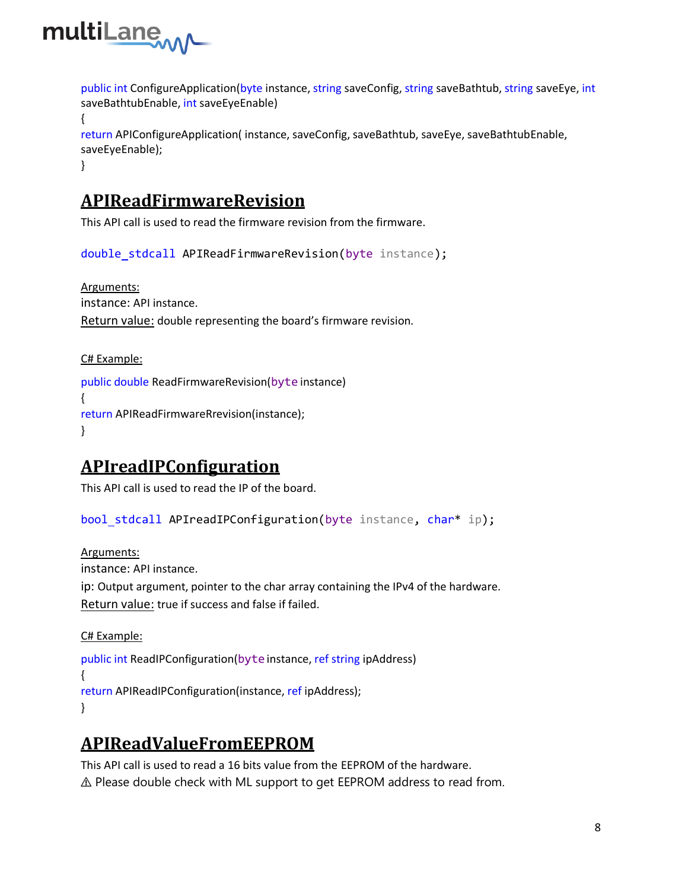```
public int ConfigureApplication(byte instance, string saveConfig, string saveBathtub, string saveEye, int saveBathtubEnable, int saveEyeEnable)
{
return APIConfigureApplication( instance, saveConfig, saveBathtub, saveEye, saveBathtubEnable, saveEyeEnable);
}
```

## APIReadFirmwareRevision

This API call is used to read the firmware revision from the firmware.

```
double_stdcall APIReadFirmwareRevision(byte instance);
```

Arguments:
instance: API instance.
Return value: double representing the board's firmware revision.

C# Example:

```
public double ReadFirmwareRevision(byte instance)
{
return APIReadFirmwareRrevision(instance);
}
```

## APIreadIPConfiguration

This API call is used to read the IP of the board.

```
bool_stdcall APIreadIPConfiguration(byte instance, char* ip);
```

Arguments:
instance: API instance.
ip: Output argument, pointer to the char array containing the IPv4 of the hardware.
Return value: true if success and false if failed.

C# Example:

```
public int ReadIPConfiguration(byte instance, ref string ipAddress)
{
return APIReadIPConfiguration(instance, ref ipAddress);
}
```

## APIReadValueFromEEPROM

This API call is used to read a 16 bits value from the EEPROM of the hardware.
⚠ Please double check with ML support to get EEPROM address to read from.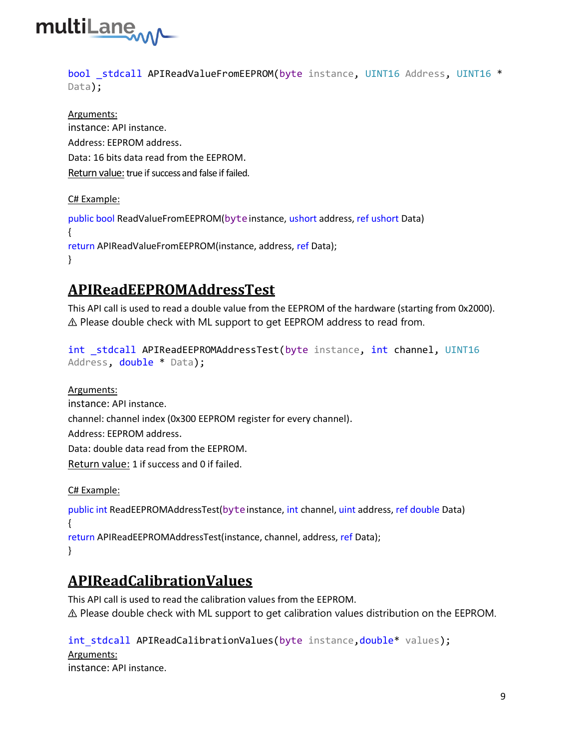```
bool _stdcall APIReadValueFromEEPROM(byte instance, UINT16 Address, UINT16 * Data);
```

Arguments:

instance: API instance.

Address: EEPROM address.

Data: 16 bits data read from the EEPROM.

Return value: true if success and false if failed.

C# Example:

```
public bool ReadValueFromEEPROM(byte instance, ushort address, ref ushort Data)
{
return APIReadValueFromEEPROM(instance, address, ref Data);
}
```

## APIReadEEPROMAddressTest

This API call is used to read a double value from the EEPROM of the hardware (starting from 0x2000).
⚠ Please double check with ML support to get EEPROM address to read from.

```
int _stdcall APIReadEEPROMAddressTest(byte instance, int channel, UINT16 Address, double * Data);
```

Arguments:

instance: API instance.

channel: channel index (0x300 EEPROM register for every channel).

Address: EEPROM address.

Data: double data read from the EEPROM.

Return value: 1 if success and 0 if failed.

C# Example:

```
public int ReadEEPROMAddressTest(byte instance, int channel, uint address, ref double Data)
{
return APIReadEEPROMAddressTest(instance, channel, address, ref Data);
}
```

## APIReadCalibrationValues

This API call is used to read the calibration values from the EEPROM.
⚠ Please double check with ML support to get calibration values distribution on the EEPROM.

```
int_stdcall APIReadCalibrationValues(byte instance,double* values);
```

Arguments:

instance: API instance.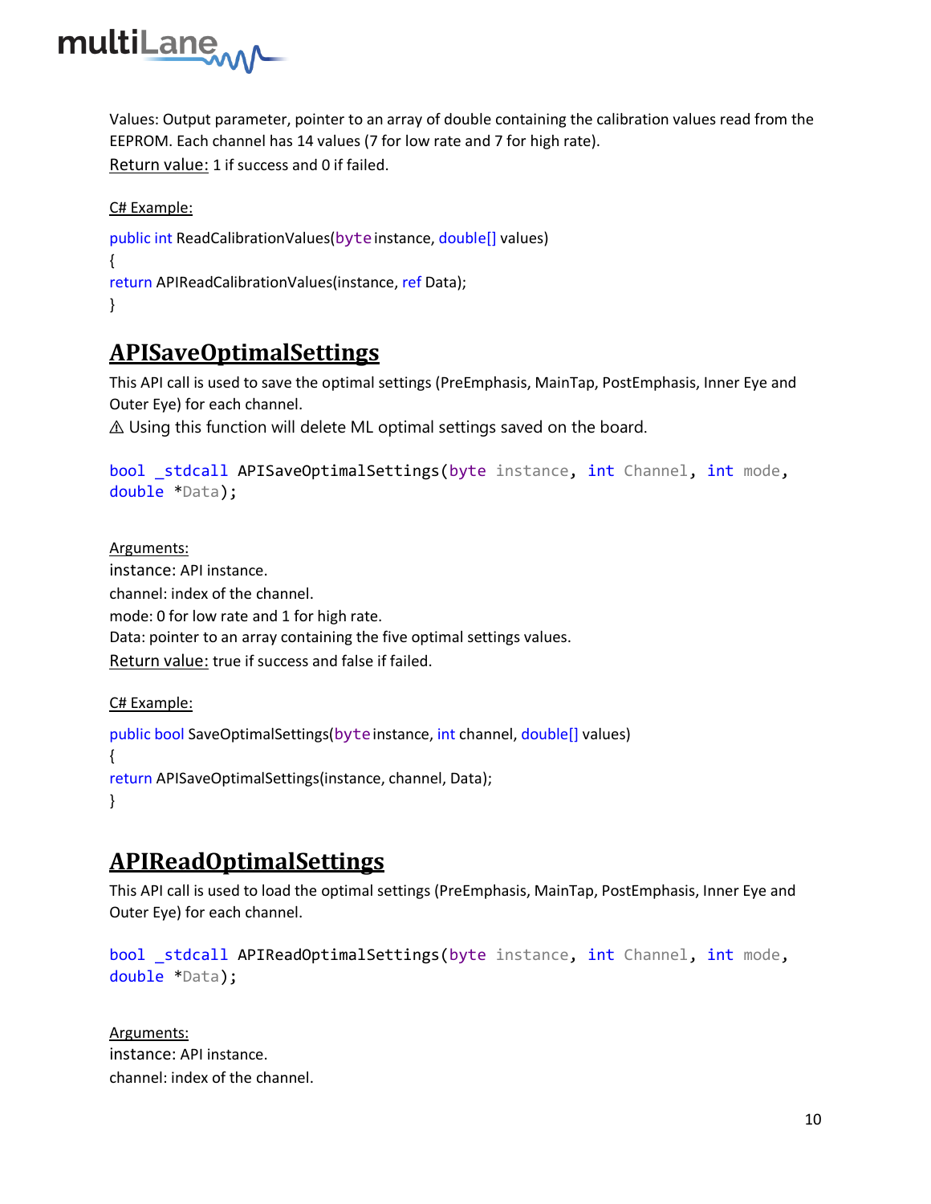Values: Output parameter, pointer to an array of double containing the calibration values read from the EEPROM. Each channel has 14 values (7 for low rate and 7 for high rate).

Return value: 1 if success and 0 if failed.

C# Example:

```
public int ReadCalibrationValues(byte instance, double[] values)
{
return APIReadCalibrationValues(instance, ref Data);
}
```

## APISaveOptimalSettings

This API call is used to save the optimal settings (PreEmphasis, MainTap, PostEmphasis, Inner Eye and Outer Eye) for each channel.

⚠ Using this function will delete ML optimal settings saved on the board.

```
bool _stdcall APISaveOptimalSettings(byte instance, int Channel, int mode,
double *Data);
```

Arguments:

instance: API instance.

channel: index of the channel.

mode: 0 for low rate and 1 for high rate.

Data: pointer to an array containing the five optimal settings values.

Return value: true if success and false if failed.

C# Example:

```
public bool SaveOptimalSettings(byte instance, int channel, double[] values)
{
return APISaveOptimalSettings(instance, channel, Data);
}
```

## APIReadOptimalSettings

This API call is used to load the optimal settings (PreEmphasis, MainTap, PostEmphasis, Inner Eye and Outer Eye) for each channel.

```
bool _stdcall APIReadOptimalSettings(byte instance, int Channel, int mode,
double *Data);
```

Arguments:

instance: API instance.

channel: index of the channel.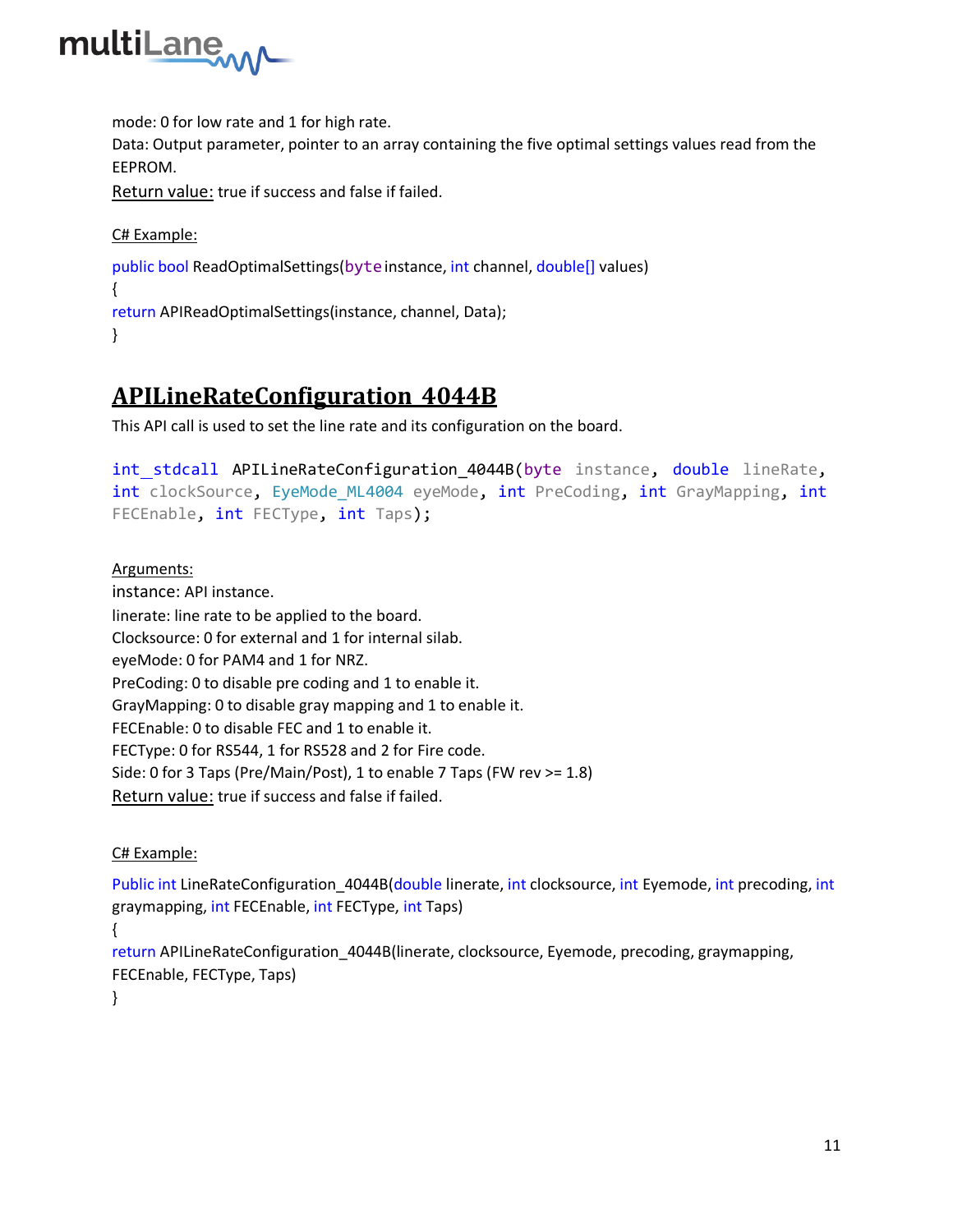mode: 0 for low rate and 1 for high rate.
Data: Output parameter, pointer to an array containing the five optimal settings values read from the EEPROM.
Return value: true if success and false if failed.

C# Example:

```
public bool ReadOptimalSettings(byte instance, int channel, double[] values)
{
return APIReadOptimalSettings(instance, channel, Data);
}
```

## APILineRateConfiguration_4044B

This API call is used to set the line rate and its configuration on the board.

```
int _stdcall APILineRateConfiguration_4044B(byte instance, double lineRate, int clockSource, EyeMode_ML4004 eyeMode, int PreCoding, int GrayMapping, int FECEnable, int FECType, int Taps);
```

Arguments:
instance: API instance.
linerate: line rate to be applied to the board.
Clocksource: 0 for external and 1 for internal silab.
eyeMode: 0 for PAM4 and 1 for NRZ.
PreCoding: 0 to disable pre coding and 1 to enable it.
GrayMapping: 0 to disable gray mapping and 1 to enable it.
FECEnable: 0 to disable FEC and 1 to enable it.
FECType: 0 for RS544, 1 for RS528 and 2 for Fire code.
Side: 0 for 3 Taps (Pre/Main/Post), 1 to enable 7 Taps (FW rev >= 1.8)
Return value: true if success and false if failed.

C# Example:

```
Public int LineRateConfiguration_4044B(double linerate, int clocksource, int Eyemode, int precoding, int graymapping, int FECEnable, int FECType, int Taps)
{
return APILineRateConfiguration_4044B(linerate, clocksource, Eyemode, precoding, graymapping, FECEnable, FECType, Taps)
}
```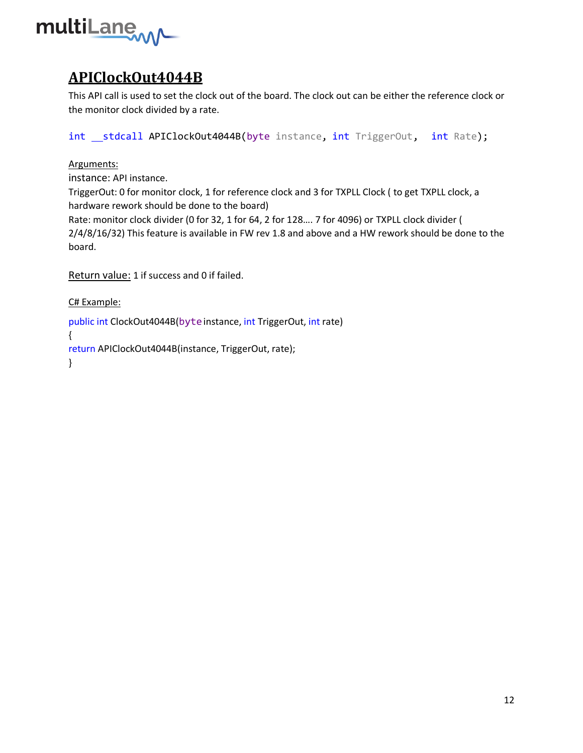# APIClockOut4044B

This API call is used to set the clock out of the board. The clock out can be either the reference clock or the monitor clock divided by a rate.

```
int __stdcall APIClockOut4044B(byte instance, int TriggerOut,  int Rate);
```

Arguments:

instance: API instance.

TriggerOut: 0 for monitor clock, 1 for reference clock and 3 for TXPLL Clock ( to get TXPLL clock, a hardware rework should be done to the board)

Rate: monitor clock divider (0 for 32, 1 for 64, 2 for 128…. 7 for 4096) or TXPLL clock divider ( 2/4/8/16/32) This feature is available in FW rev 1.8 and above and a HW rework should be done to the board.

Return value: 1 if success and 0 if failed.

C# Example:

```
public int ClockOut4044B(byte instance, int TriggerOut, int rate)
{
return APIClockOut4044B(instance, TriggerOut, rate);
}
```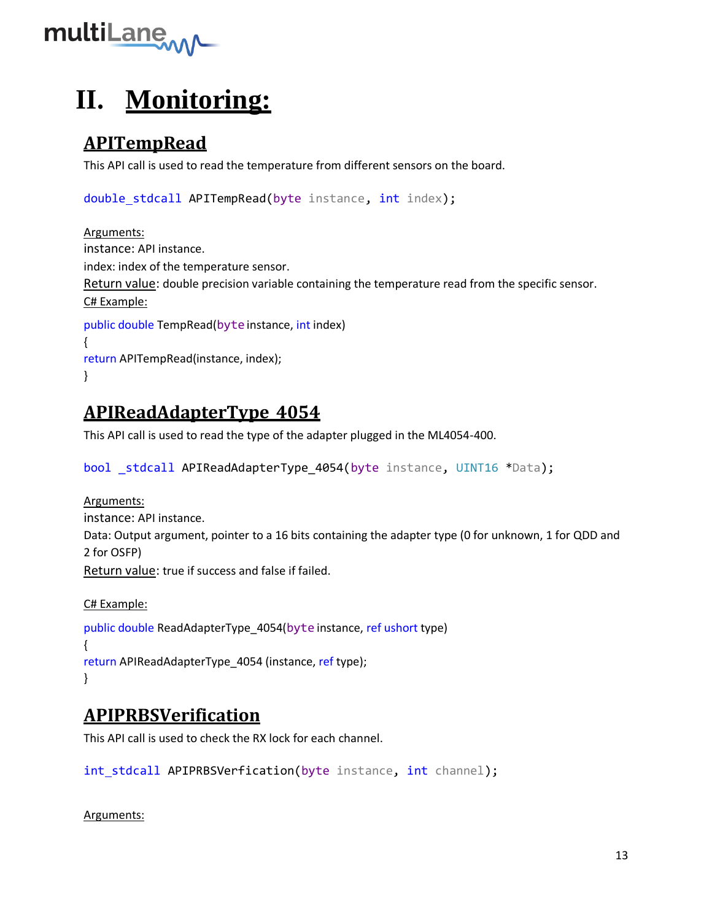# II. Monitoring:

## APITempRead

This API call is used to read the temperature from different sensors on the board.

```
double_stdcall APITempRead(byte instance, int index);
```

Arguments:

instance: API instance.

index: index of the temperature sensor.

Return value: double precision variable containing the temperature read from the specific sensor.

C# Example:

```
public double TempRead(byte instance, int index)
{
return APITempRead(instance, index);
}
```

## APIReadAdapterType_4054

This API call is used to read the type of the adapter plugged in the ML4054-400.

```
bool _stdcall APIReadAdapterType_4054(byte instance, UINT16 *Data);
```

Arguments:

instance: API instance.

Data: Output argument, pointer to a 16 bits containing the adapter type (0 for unknown, 1 for QDD and 2 for OSFP)

Return value: true if success and false if failed.

C# Example:

```
public double ReadAdapterType_4054(byte instance, ref ushort type)
{
return APIReadAdapterType_4054 (instance, ref type);
}
```

## APIPRBSVerification

This API call is used to check the RX lock for each channel.

```
int_stdcall APIPRBSVerfication(byte instance, int channel);
```

Arguments: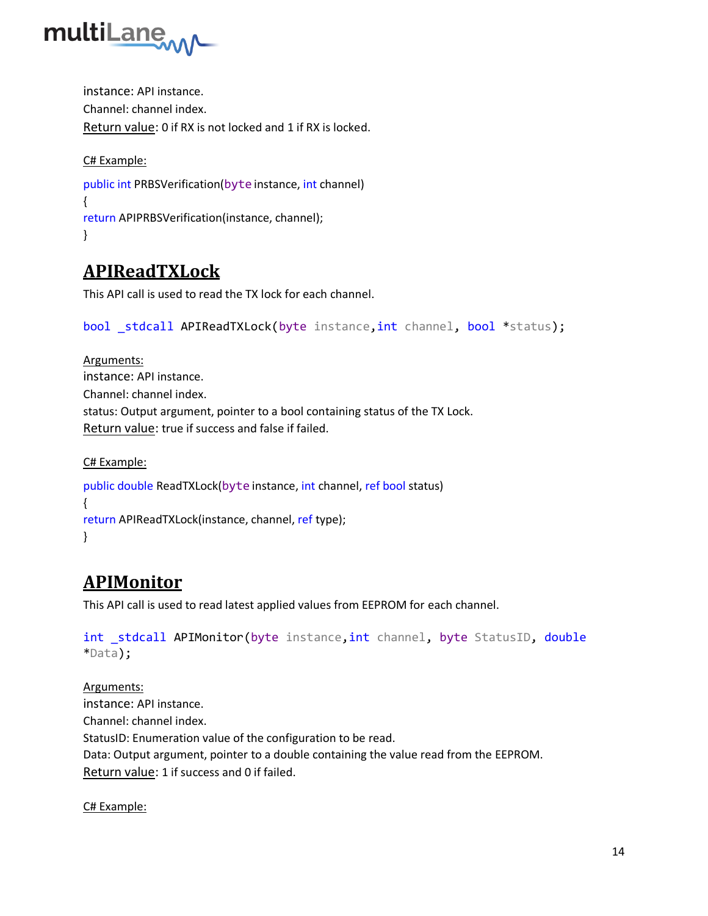instance: API instance.
Channel: channel index.
Return value: 0 if RX is not locked and 1 if RX is locked.

C# Example:

```
public int PRBSVerification(byte instance, int channel)
{
return APIPRBSVerification(instance, channel);
}
```

## APIReadTXLock

This API call is used to read the TX lock for each channel.

```
bool _stdcall APIReadTXLock(byte instance,int channel, bool *status);
```

Arguments:
instance: API instance.
Channel: channel index.
status: Output argument, pointer to a bool containing status of the TX Lock.
Return value: true if success and false if failed.

C# Example:

```
public double ReadTXLock(byte instance, int channel, ref bool status)
{
return APIReadTXLock(instance, channel, ref type);
}
```

## APIMonitor

This API call is used to read latest applied values from EEPROM for each channel.

```
int _stdcall APIMonitor(byte instance,int channel, byte StatusID, double
*Data);
```

Arguments:
instance: API instance.
Channel: channel index.
StatusID: Enumeration value of the configuration to be read.
Data: Output argument, pointer to a double containing the value read from the EEPROM.
Return value: 1 if success and 0 if failed.

C# Example: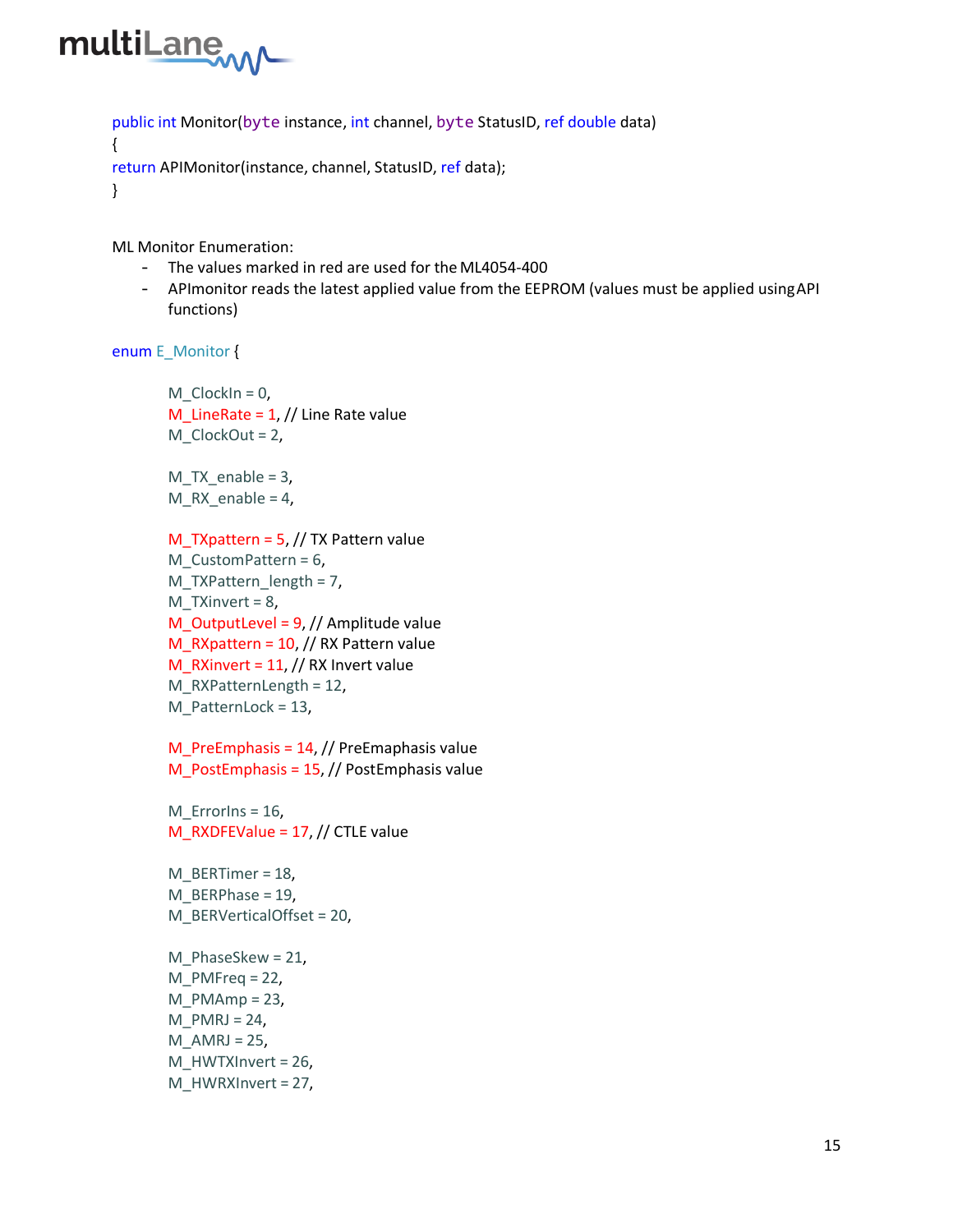```
public int Monitor(byte instance, int channel, byte StatusID, ref double data)
{
return APIMonitor(instance, channel, StatusID, ref data);
}
```

ML Monitor Enumeration:

- The values marked in red are used for the ML4054-400
- APImonitor reads the latest applied value from the EEPROM (values must be applied using API functions)

```
enum E_Monitor {

    M_ClockIn = 0,
    M_LineRate = 1, // Line Rate value
    M_ClockOut = 2,

    M_TX_enable = 3,
    M_RX_enable = 4,

    M_TXpattern = 5, // TX Pattern value
    M_CustomPattern = 6,
    M_TXPattern_length = 7,
    M_TXinvert = 8,
    M_OutputLevel = 9, // Amplitude value
    M_RXpattern = 10, // RX Pattern value
    M_RXinvert = 11, // RX Invert value
    M_RXPatternLength = 12,
    M_PatternLock = 13,

    M_PreEmphasis = 14, // PreEmaphasis value
    M_PostEmphasis = 15, // PostEmphasis value

    M_ErrorIns = 16,
    M_RXDFEValue = 17, // CTLE value

    M_BERTimer = 18,
    M_BERPhase = 19,
    M_BERVerticalOffset = 20,

    M_PhaseSkew = 21,
    M_PMFreq = 22,
    M_PMAmp = 23,
    M_PMRJ = 24,
    M_AMRJ = 25,
    M_HWTXInvert = 26,
    M_HWRXInvert = 27,
```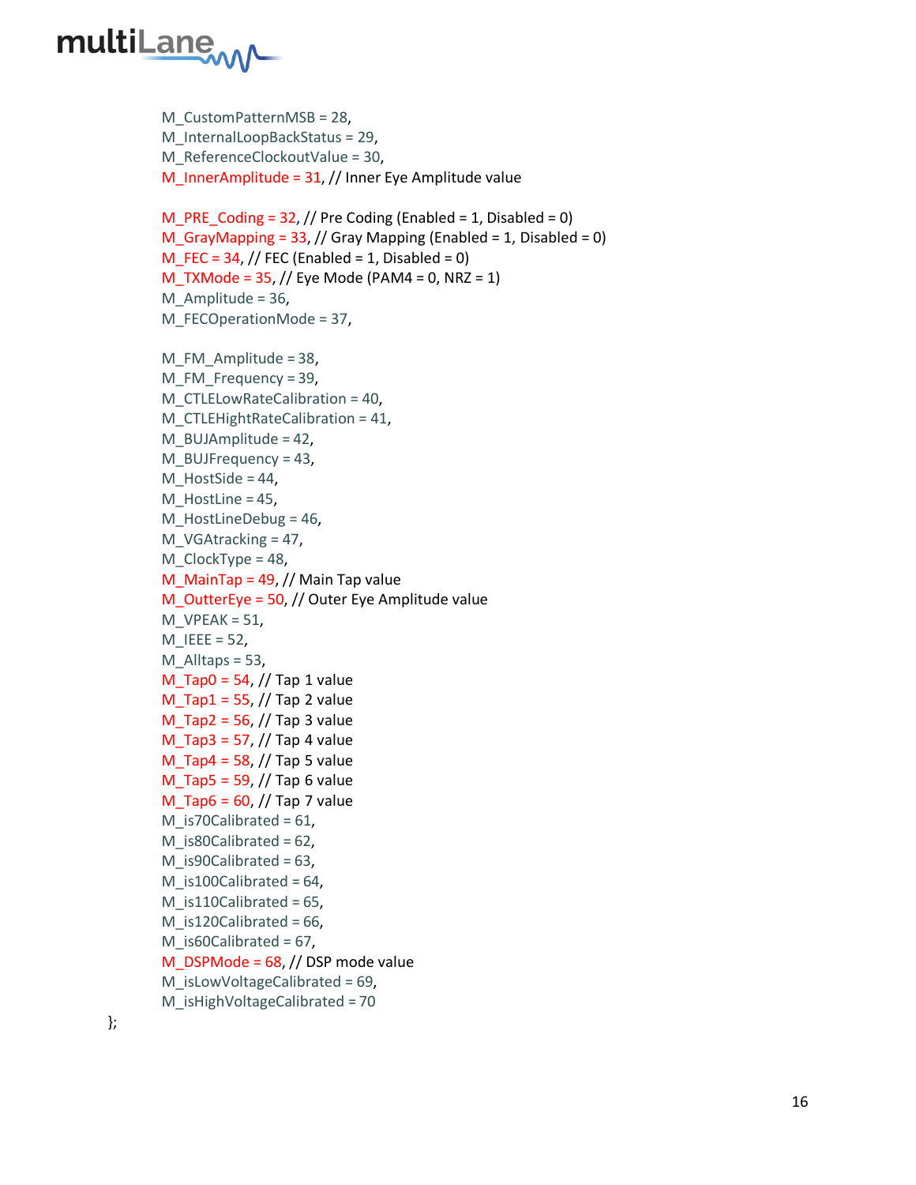```
        M_CustomPatternMSB = 28,
        M_InternalLoopBackStatus = 29,
        M_ReferenceClockoutValue = 30,
        M_InnerAmplitude = 31, // Inner Eye Amplitude value

        M_PRE_Coding = 32, // Pre Coding (Enabled = 1, Disabled = 0)
        M_GrayMapping = 33, // Gray Mapping (Enabled = 1, Disabled = 0)
        M_FEC = 34, // FEC (Enabled = 1, Disabled = 0)
        M_TXMode = 35, // Eye Mode (PAM4 = 0, NRZ = 1)
        M_Amplitude = 36,
        M_FECOperationMode = 37,

        M_FM_Amplitude = 38,
        M_FM_Frequency = 39,
        M_CTLELowRateCalibration = 40,
        M_CTLEHightRateCalibration = 41,
        M_BUJAmplitude = 42,
        M_BUJFrequency = 43,
        M_HostSide = 44,
        M_HostLine = 45,
        M_HostLineDebug = 46,
        M_VGAtracking = 47,
        M_ClockType = 48,
        M_MainTap = 49, // Main Tap value
        M_OutterEye = 50, // Outer Eye Amplitude value
        M_VPEAK = 51,
        M_IEEE = 52,
        M_Alltaps = 53,
        M_Tap0 = 54, // Tap 1 value
        M_Tap1 = 55, // Tap 2 value
        M_Tap2 = 56, // Tap 3 value
        M_Tap3 = 57, // Tap 4 value
        M_Tap4 = 58, // Tap 5 value
        M_Tap5 = 59, // Tap 6 value
        M_Tap6 = 60, // Tap 7 value
        M_is70Calibrated = 61,
        M_is80Calibrated = 62,
        M_is90Calibrated = 63,
        M_is100Calibrated = 64,
        M_is110Calibrated = 65,
        M_is120Calibrated = 66,
        M_is60Calibrated = 67,
        M_DSPMode = 68, // DSP mode value
        M_isLowVoltageCalibrated = 69,
        M_isHighVoltageCalibrated = 70
};
```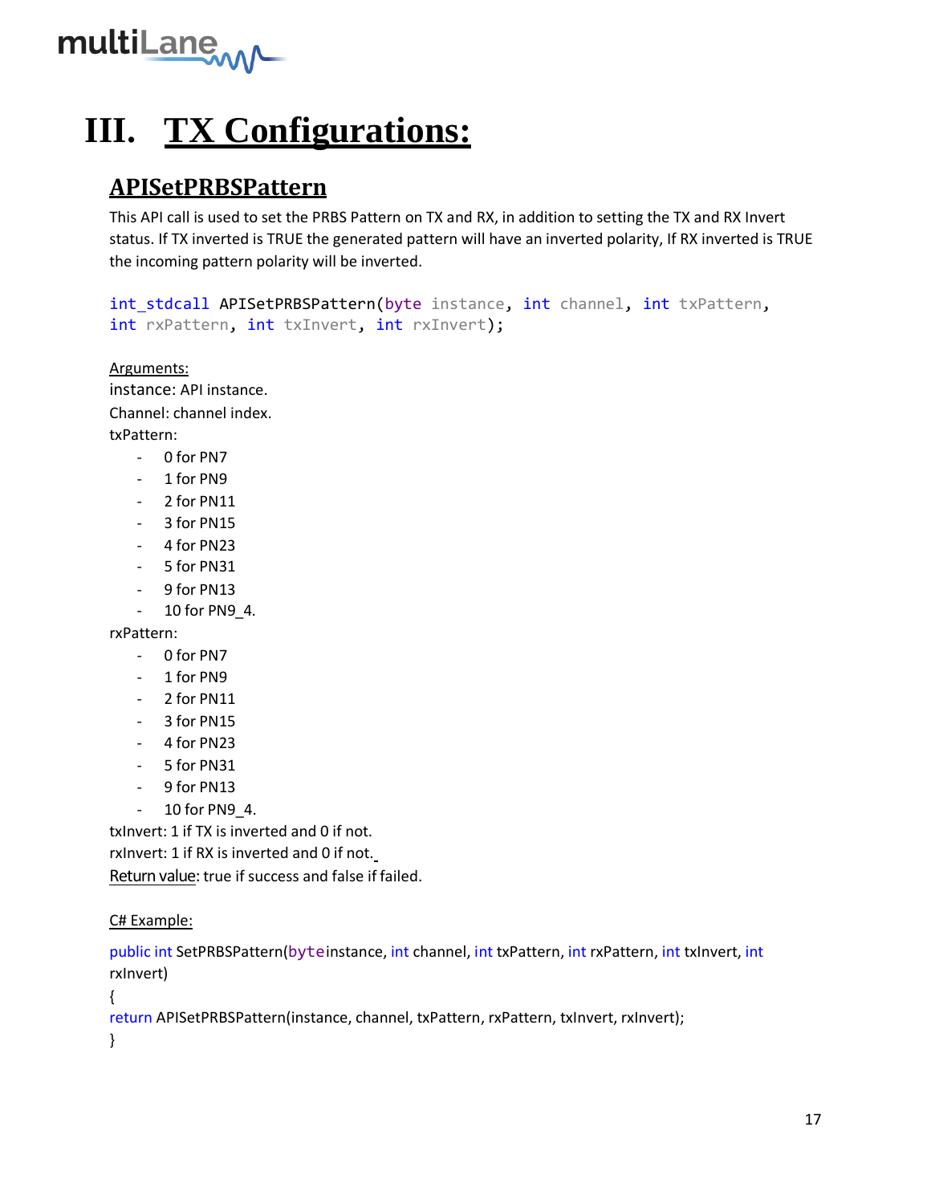# III. TX Configurations:

## APISetPRBSPattern

This API call is used to set the PRBS Pattern on TX and RX, in addition to setting the TX and RX Invert status. If TX inverted is TRUE the generated pattern will have an inverted polarity, If RX inverted is TRUE the incoming pattern polarity will be inverted.

```
int_stdcall APISetPRBSPattern(byte instance, int channel, int txPattern,
int rxPattern, int txInvert, int rxInvert);
```

Arguments:

instance: API instance.

Channel: channel index.

txPattern:

- 0 for PN7
- 1 for PN9
- 2 for PN11
- 3 for PN15
- 4 for PN23
- 5 for PN31
- 9 for PN13
- 10 for PN9_4.

rxPattern:

- 0 for PN7
- 1 for PN9
- 2 for PN11
- 3 for PN15
- 4 for PN23
- 5 for PN31
- 9 for PN13
- 10 for PN9_4.

txInvert: 1 if TX is inverted and 0 if not.

rxInvert: 1 if RX is inverted and 0 if not.

Return value: true if success and false if failed.

C# Example:

```
public int SetPRBSPattern(byteinstance, int channel, int txPattern, int rxPattern, int txInvert, int
rxInvert)
{
return APISetPRBSPattern(instance, channel, txPattern, rxPattern, txInvert, rxInvert);
}
```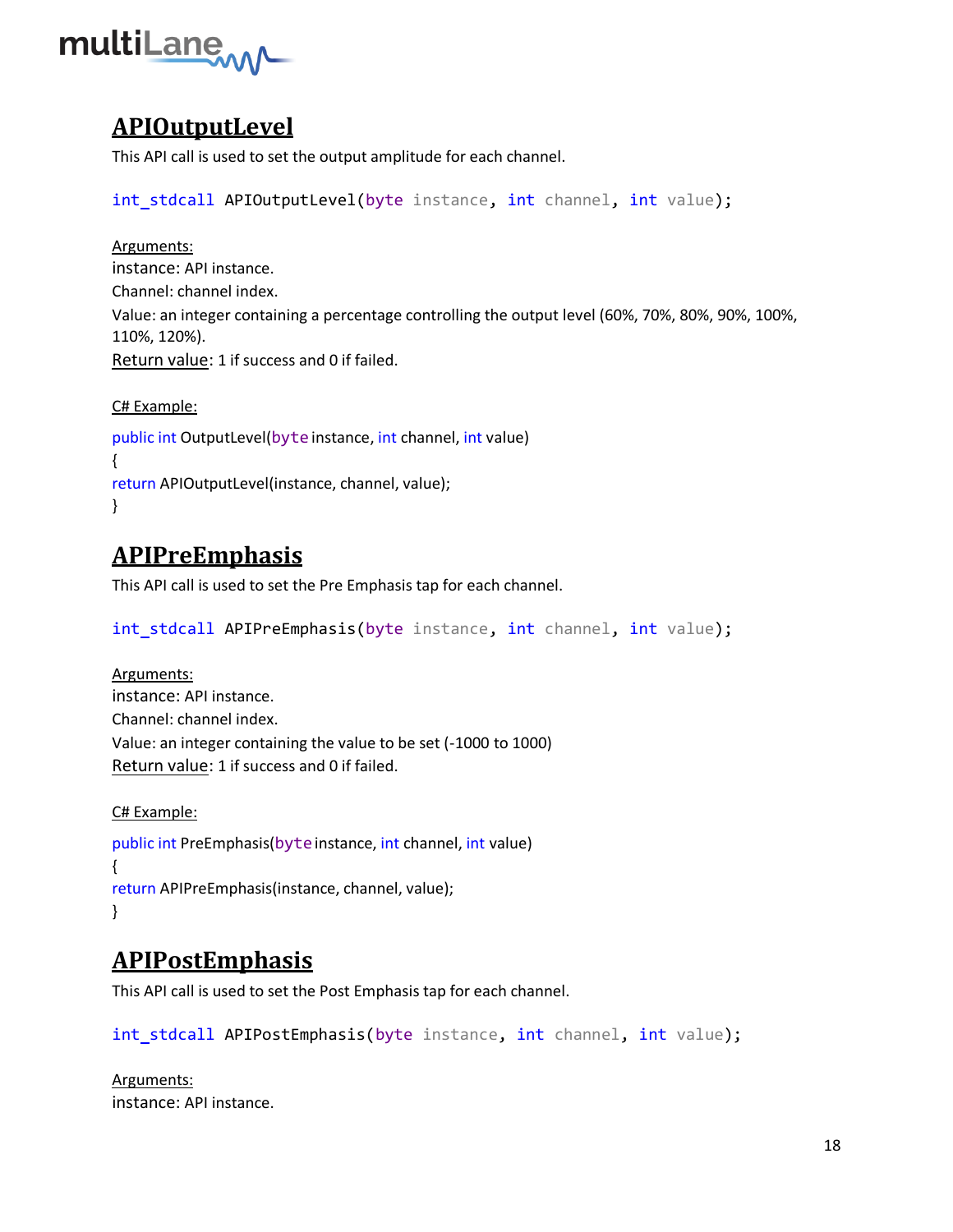## APIOutputLevel

This API call is used to set the output amplitude for each channel.

```
int_stdcall APIOutputLevel(byte instance, int channel, int value);
```

Arguments:

instance: API instance.

Channel: channel index.

Value: an integer containing a percentage controlling the output level (60%, 70%, 80%, 90%, 100%, 110%, 120%).

Return value: 1 if success and 0 if failed.

C# Example:

```
public int OutputLevel(byte instance, int channel, int value)
{
return APIOutputLevel(instance, channel, value);
}
```

## APIPreEmphasis

This API call is used to set the Pre Emphasis tap for each channel.

```
int_stdcall APIPreEmphasis(byte instance, int channel, int value);
```

Arguments:

instance: API instance.

Channel: channel index.

Value: an integer containing the value to be set (-1000 to 1000)

Return value: 1 if success and 0 if failed.

C# Example:

```
public int PreEmphasis(byte instance, int channel, int value)
{
return APIPreEmphasis(instance, channel, value);
}
```

## APIPostEmphasis

This API call is used to set the Post Emphasis tap for each channel.

```
int_stdcall APIPostEmphasis(byte instance, int channel, int value);
```

Arguments:

instance: API instance.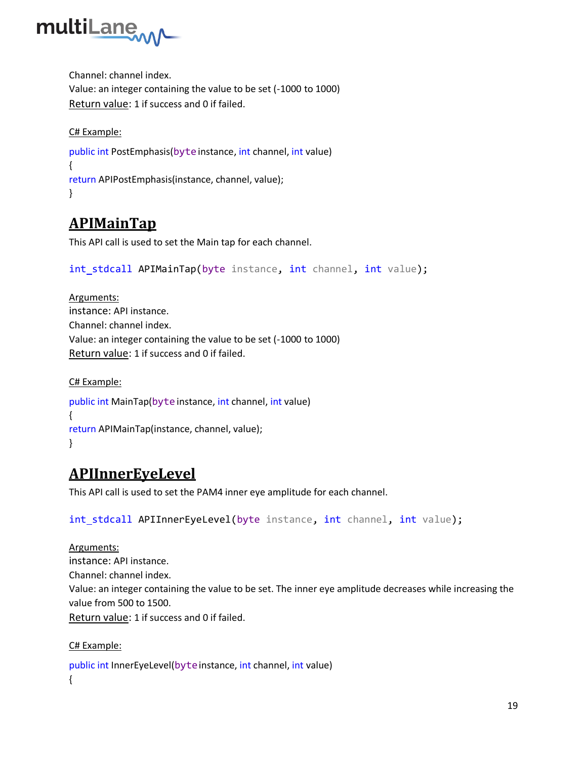Channel: channel index.
Value: an integer containing the value to be set (-1000 to 1000)
Return value: 1 if success and 0 if failed.

C# Example:

```
public int PostEmphasis(byte instance, int channel, int value)
{
return APIPostEmphasis(instance, channel, value);
}
```

## APIMainTap

This API call is used to set the Main tap for each channel.

```
int_stdcall APIMainTap(byte instance, int channel, int value);
```

Arguments:
instance: API instance.
Channel: channel index.
Value: an integer containing the value to be set (-1000 to 1000)
Return value: 1 if success and 0 if failed.

C# Example:

```
public int MainTap(byte instance, int channel, int value)
{
return APIMainTap(instance, channel, value);
}
```

## APIInnerEyeLevel

This API call is used to set the PAM4 inner eye amplitude for each channel.

```
int_stdcall APIInnerEyeLevel(byte instance, int channel, int value);
```

Arguments:
instance: API instance.
Channel: channel index.
Value: an integer containing the value to be set. The inner eye amplitude decreases while increasing the value from 500 to 1500.
Return value: 1 if success and 0 if failed.

C# Example:

```
public int InnerEyeLevel(byte instance, int channel, int value)
{
```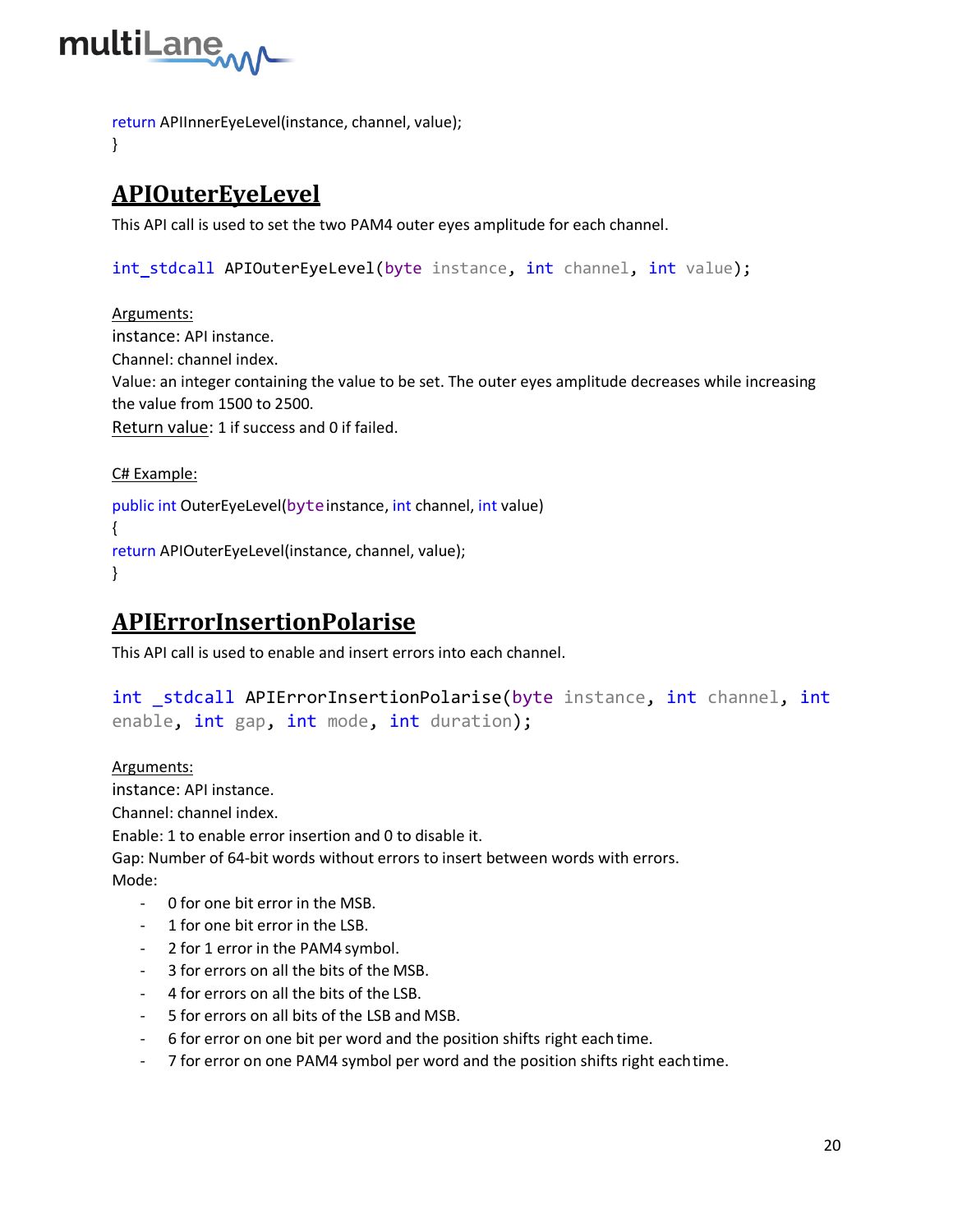```
return APIInnerEyeLevel(instance, channel, value);
}
```

## APIOuterEyeLevel

This API call is used to set the two PAM4 outer eyes amplitude for each channel.

```
int_stdcall APIOuterEyeLevel(byte instance, int channel, int value);
```

Arguments:

instance: API instance.

Channel: channel index.

Value: an integer containing the value to be set. The outer eyes amplitude decreases while increasing the value from 1500 to 2500.

Return value: 1 if success and 0 if failed.

C# Example:

```
public int OuterEyeLevel(byte instance, int channel, int value)
{
return APIOuterEyeLevel(instance, channel, value);
}
```

## APIErrorInsertionPolarise

This API call is used to enable and insert errors into each channel.

```
int _stdcall APIErrorInsertionPolarise(byte instance, int channel, int enable, int gap, int mode, int duration);
```

Arguments:

instance: API instance.

Channel: channel index.

Enable: 1 to enable error insertion and 0 to disable it.

Gap: Number of 64-bit words without errors to insert between words with errors.

Mode:

- 0 for one bit error in the MSB.
- 1 for one bit error in the LSB.
- 2 for 1 error in the PAM4 symbol.
- 3 for errors on all the bits of the MSB.
- 4 for errors on all the bits of the LSB.
- 5 for errors on all bits of the LSB and MSB.
- 6 for error on one bit per word and the position shifts right each time.
- 7 for error on one PAM4 symbol per word and the position shifts right each time.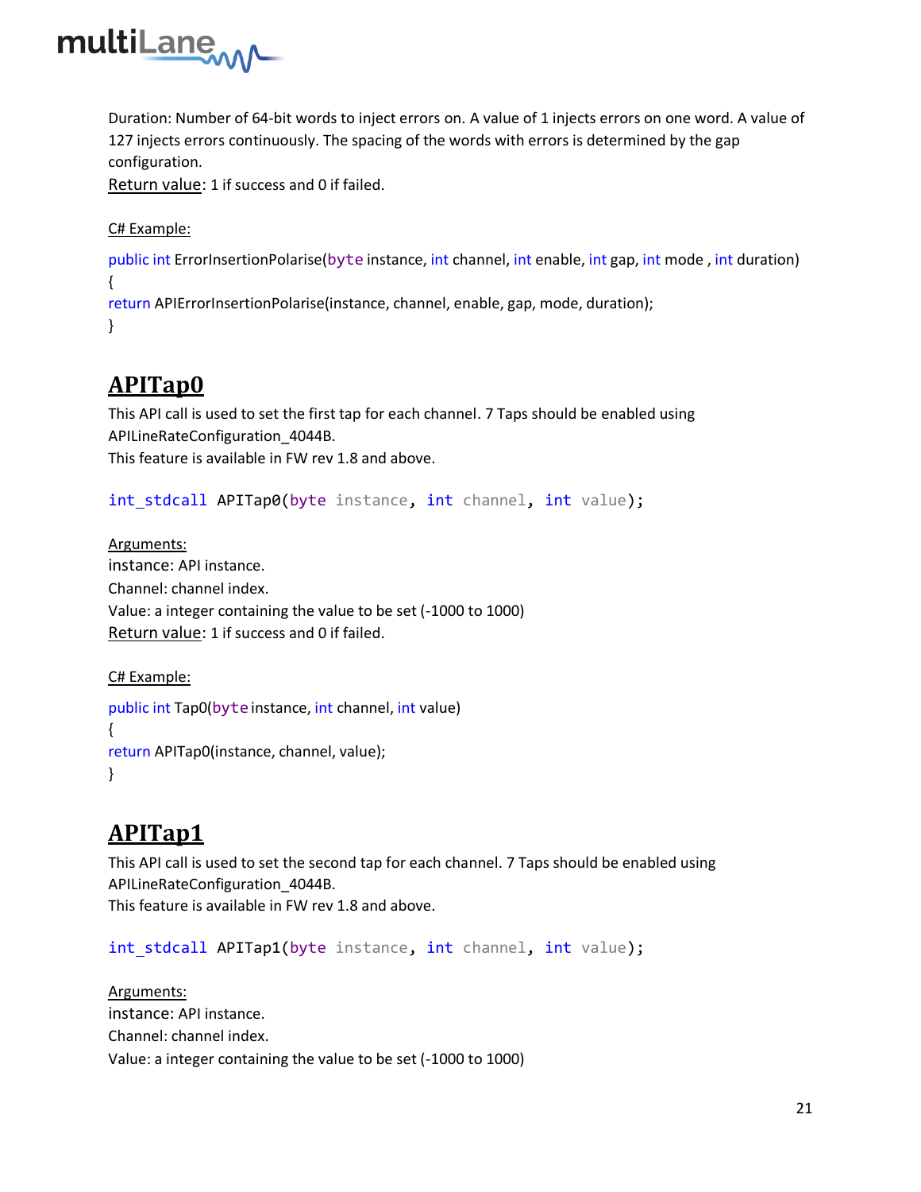Duration: Number of 64-bit words to inject errors on. A value of 1 injects errors on one word. A value of 127 injects errors continuously. The spacing of the words with errors is determined by the gap configuration.

Return value: 1 if success and 0 if failed.

C# Example:

```
public int ErrorInsertionPolarise(byte instance, int channel, int enable, int gap, int mode , int duration)
{
return APIErrorInsertionPolarise(instance, channel, enable, gap, mode, duration);
}
```

## APITap0

This API call is used to set the first tap for each channel. 7 Taps should be enabled using APILineRateConfiguration_4044B.

This feature is available in FW rev 1.8 and above.

```
int_stdcall APITap0(byte instance, int channel, int value);
```

Arguments:

instance: API instance.

Channel: channel index.

Value: a integer containing the value to be set (-1000 to 1000)

Return value: 1 if success and 0 if failed.

C# Example:

```
public int Tap0(byte instance, int channel, int value)
{
return APITap0(instance, channel, value);
}
```

## APITap1

This API call is used to set the second tap for each channel. 7 Taps should be enabled using APILineRateConfiguration_4044B.

This feature is available in FW rev 1.8 and above.

```
int_stdcall APITap1(byte instance, int channel, int value);
```

Arguments:

instance: API instance.

Channel: channel index.

Value: a integer containing the value to be set (-1000 to 1000)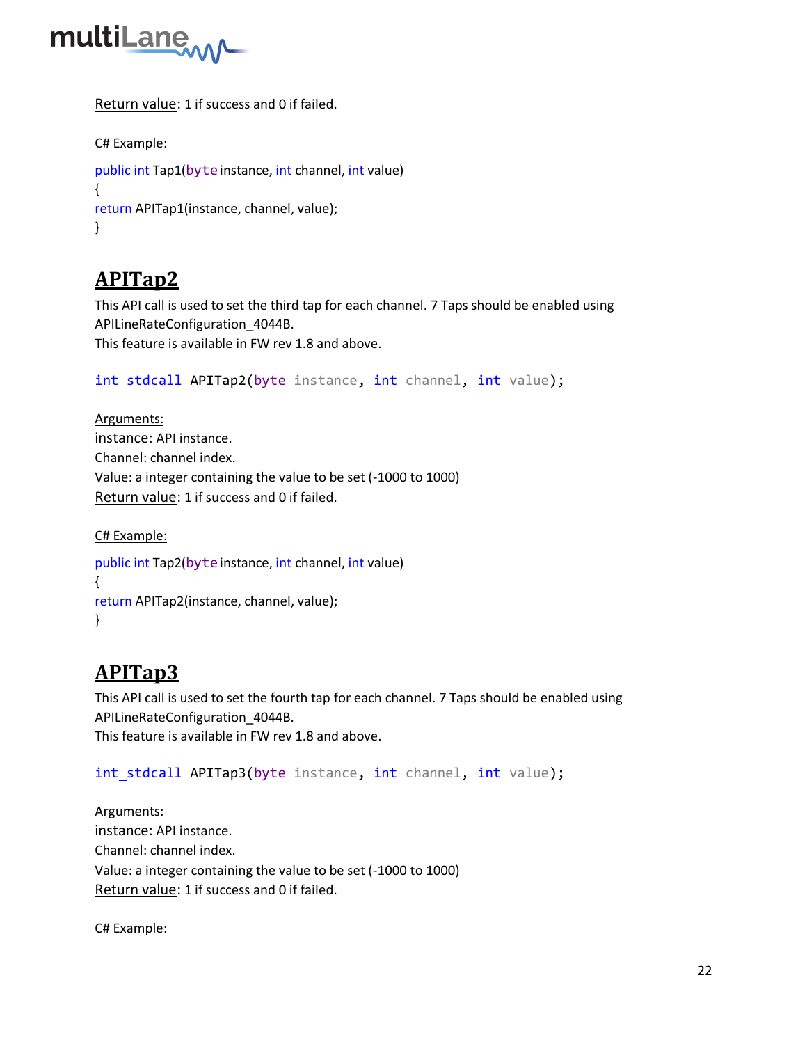Return value: 1 if success and 0 if failed.

C# Example:

```
public int Tap1(byte instance, int channel, int value)
{
return APITap1(instance, channel, value);
}
```

## APITap2

This API call is used to set the third tap for each channel. 7 Taps should be enabled using APILineRateConfiguration_4044B.
This feature is available in FW rev 1.8 and above.

```
int_stdcall APITap2(byte instance, int channel, int value);
```

Arguments:
instance: API instance.
Channel: channel index.
Value: a integer containing the value to be set (-1000 to 1000)
Return value: 1 if success and 0 if failed.

C# Example:

```
public int Tap2(byte instance, int channel, int value)
{
return APITap2(instance, channel, value);
}
```

## APITap3

This API call is used to set the fourth tap for each channel. 7 Taps should be enabled using APILineRateConfiguration_4044B.
This feature is available in FW rev 1.8 and above.

```
int_stdcall APITap3(byte instance, int channel, int value);
```

Arguments:
instance: API instance.
Channel: channel index.
Value: a integer containing the value to be set (-1000 to 1000)
Return value: 1 if success and 0 if failed.

C# Example: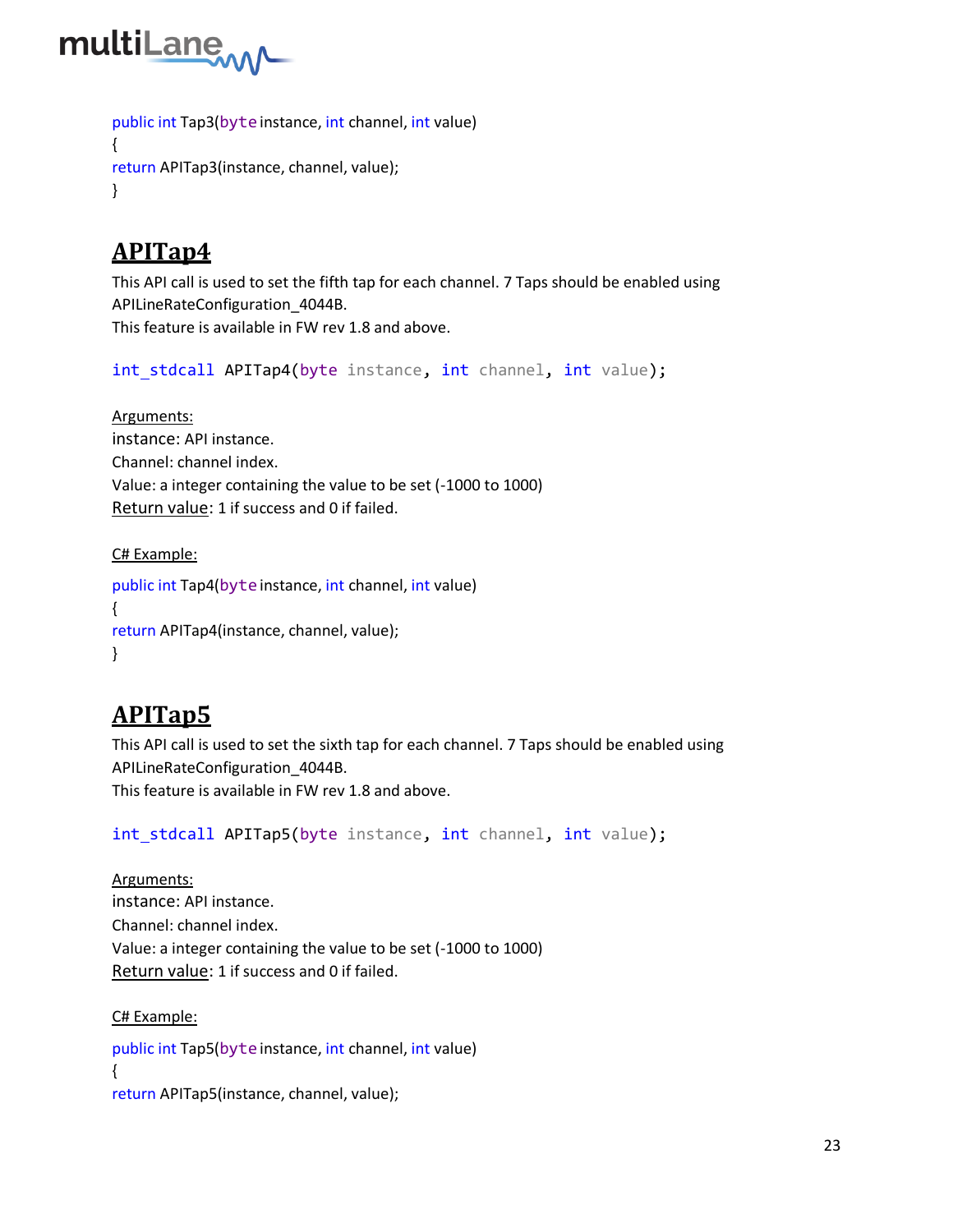```
public int Tap3(byte instance, int channel, int value)
{
return APITap3(instance, channel, value);
}
```

## APITap4

This API call is used to set the fifth tap for each channel. 7 Taps should be enabled using APILineRateConfiguration_4044B.
This feature is available in FW rev 1.8 and above.

```
int_stdcall APITap4(byte instance, int channel, int value);
```

Arguments:
instance: API instance.
Channel: channel index.
Value: a integer containing the value to be set (-1000 to 1000)
Return value: 1 if success and 0 if failed.

C# Example:

```
public int Tap4(byte instance, int channel, int value)
{
return APITap4(instance, channel, value);
}
```

## APITap5

This API call is used to set the sixth tap for each channel. 7 Taps should be enabled using APILineRateConfiguration_4044B.
This feature is available in FW rev 1.8 and above.

```
int_stdcall APITap5(byte instance, int channel, int value);
```

Arguments:
instance: API instance.
Channel: channel index.
Value: a integer containing the value to be set (-1000 to 1000)
Return value: 1 if success and 0 if failed.

C# Example:

```
public int Tap5(byte instance, int channel, int value)
{
return APITap5(instance, channel, value);
```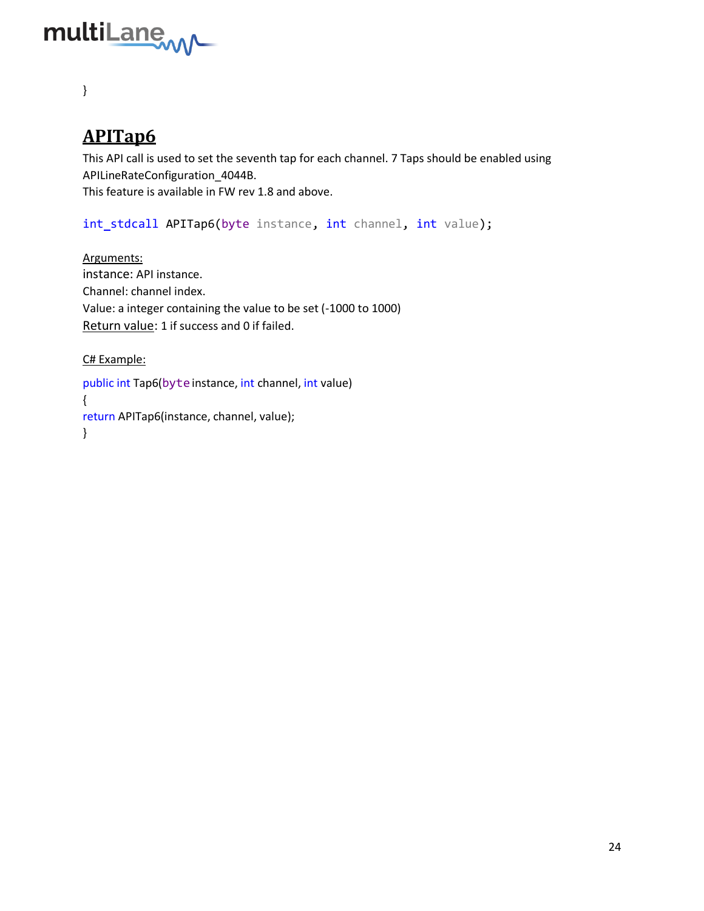}

## APITap6

This API call is used to set the seventh tap for each channel. 7 Taps should be enabled using APILineRateConfiguration_4044B.
This feature is available in FW rev 1.8 and above.

```
int_stdcall APITap6(byte instance, int channel, int value);
```

Arguments:
instance: API instance.
Channel: channel index.
Value: a integer containing the value to be set (-1000 to 1000)
Return value: 1 if success and 0 if failed.

C# Example:

```
public int Tap6(byte instance, int channel, int value)
{
return APITap6(instance, channel, value);
}
```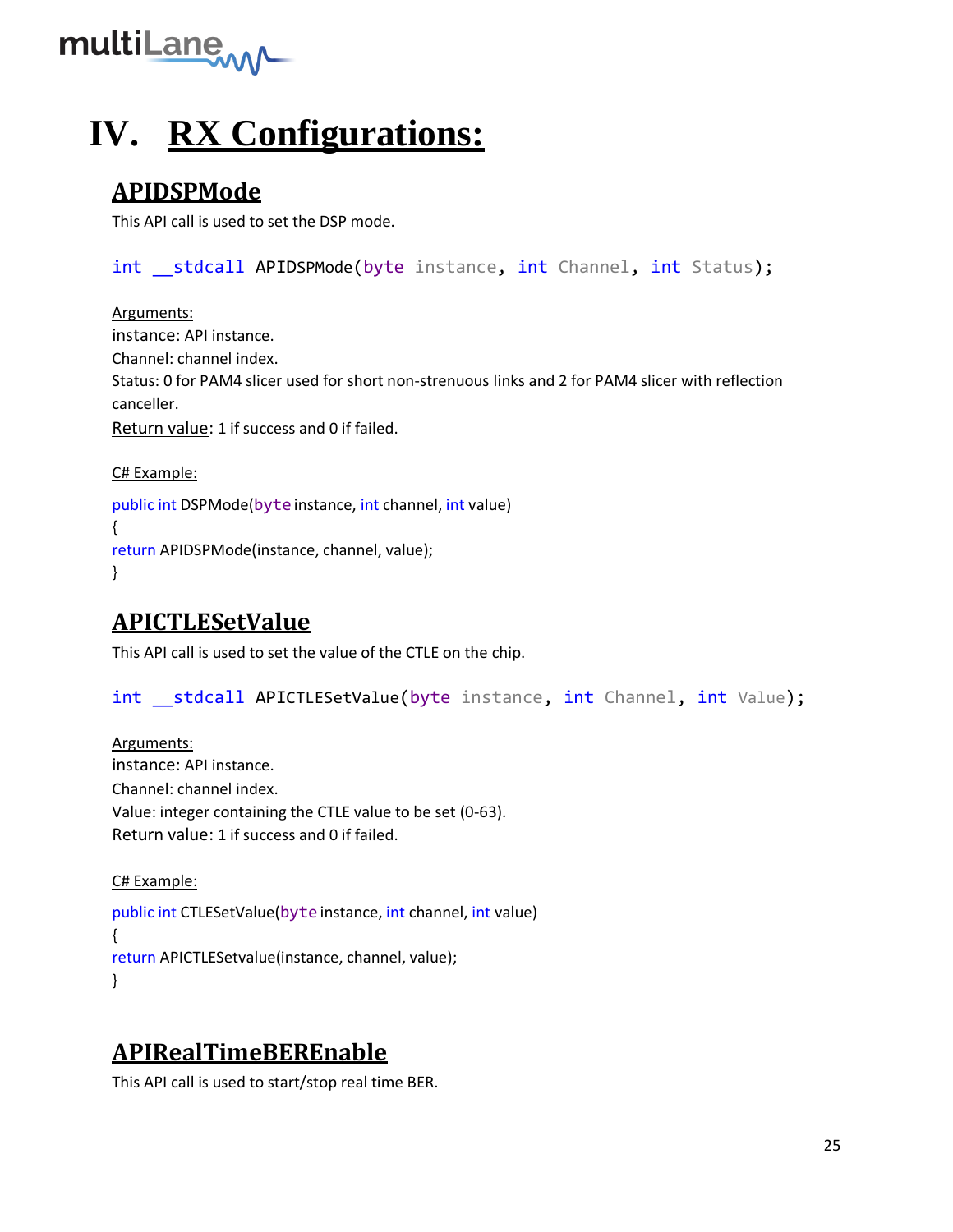# IV. RX Configurations:

## APIDSPMode

This API call is used to set the DSP mode.

```
int __stdcall APIDSPMode(byte instance, int Channel, int Status);
```

Arguments:

instance: API instance.

Channel: channel index.

Status: 0 for PAM4 slicer used for short non-strenuous links and 2 for PAM4 slicer with reflection canceller.

Return value: 1 if success and 0 if failed.

C# Example:

```
public int DSPMode(byte instance, int channel, int value)
{
return APIDSPMode(instance, channel, value);
}
```

## APICTLESetValue

This API call is used to set the value of the CTLE on the chip.

```
int __stdcall APICTLESetValue(byte instance, int Channel, int Value);
```

Arguments:

instance: API instance.

Channel: channel index.

Value: integer containing the CTLE value to be set (0-63).

Return value: 1 if success and 0 if failed.

C# Example:

```
public int CTLESetValue(byte instance, int channel, int value)
{
return APICTLESetvalue(instance, channel, value);
}
```

## APIRealTimeBEREnable

This API call is used to start/stop real time BER.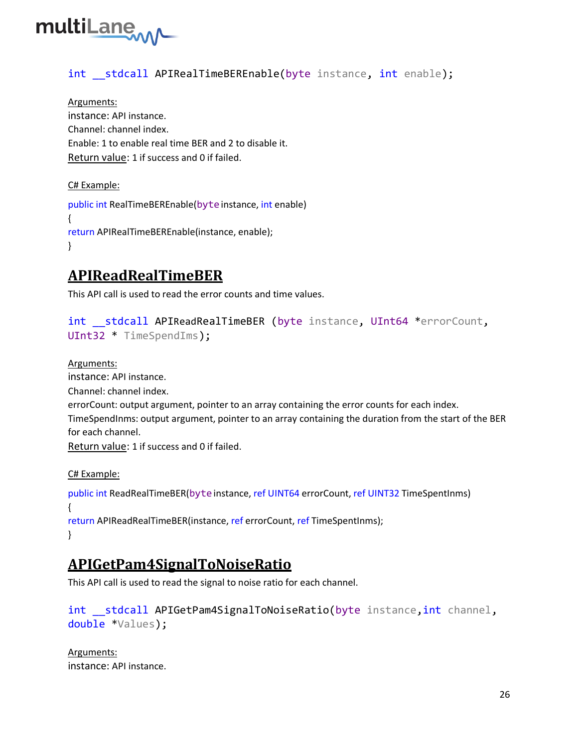```
int __stdcall APIRealTimeBEREnable(byte instance, int enable);
```

Arguments:
instance: API instance.
Channel: channel index.
Enable: 1 to enable real time BER and 2 to disable it.
Return value: 1 if success and 0 if failed.

C# Example:

```
public int RealTimeBEREnable(byte instance, int enable)
{
return APIRealTimeBEREnable(instance, enable);
}
```

## APIReadRealTimeBER

This API call is used to read the error counts and time values.

```
int __stdcall APIReadRealTimeBER (byte instance, UInt64 *errorCount,
UInt32 * TimeSpendIms);
```

Arguments:
instance: API instance.
Channel: channel index.
errorCount: output argument, pointer to an array containing the error counts for each index.
TimeSpendInms: output argument, pointer to an array containing the duration from the start of the BER for each channel.
Return value: 1 if success and 0 if failed.

C# Example:

```
public int ReadRealTimeBER(byte instance, ref UINT64 errorCount, ref UINT32 TimeSpentInms)
{
return APIReadRealTimeBER(instance, ref errorCount, ref TimeSpentInms);
}
```

## APIGetPam4SignalToNoiseRatio

This API call is used to read the signal to noise ratio for each channel.

```
int __stdcall APIGetPam4SignalToNoiseRatio(byte instance,int channel,
double *Values);
```

Arguments:
instance: API instance.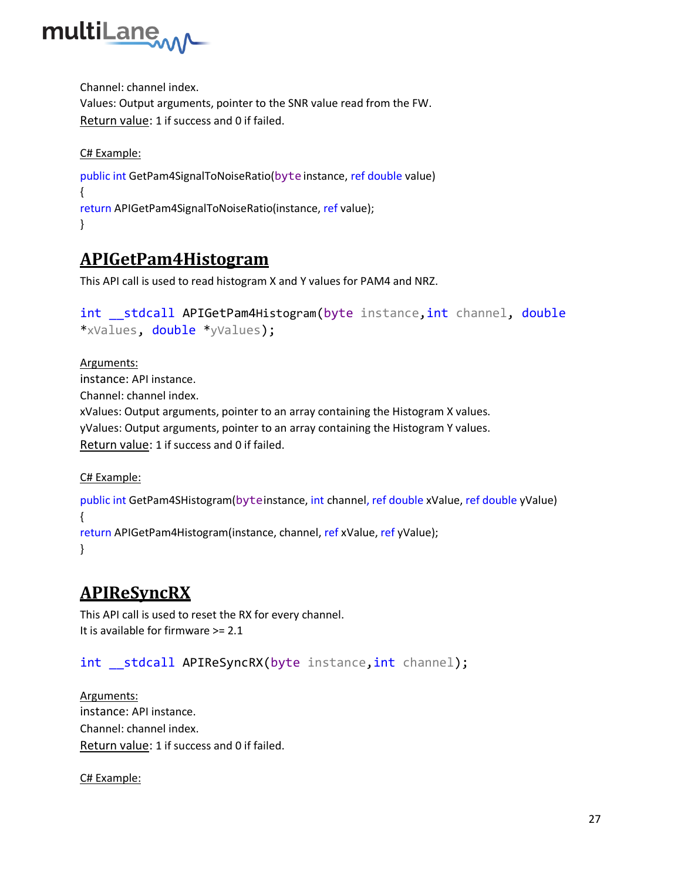Channel: channel index.
Values: Output arguments, pointer to the SNR value read from the FW.
Return value: 1 if success and 0 if failed.

C# Example:

```
public int GetPam4SignalToNoiseRatio(byte instance, ref double value)
{
return APIGetPam4SignalToNoiseRatio(instance, ref value);
}
```

## APIGetPam4Histogram

This API call is used to read histogram X and Y values for PAM4 and NRZ.

```
int __stdcall APIGetPam4Histogram(byte instance,int channel, double *xValues, double *yValues);
```

Arguments:
instance: API instance.
Channel: channel index.
xValues: Output arguments, pointer to an array containing the Histogram X values.
yValues: Output arguments, pointer to an array containing the Histogram Y values.
Return value: 1 if success and 0 if failed.

C# Example:

```
public int GetPam4SHistogram(byteinstance, int channel, ref double xValue, ref double yValue)
{
return APIGetPam4Histogram(instance, channel, ref xValue, ref yValue);
}
```

## APIReSyncRX

This API call is used to reset the RX for every channel.
It is available for firmware >= 2.1

```
int __stdcall APIReSyncRX(byte instance,int channel);
```

Arguments:
instance: API instance.
Channel: channel index.
Return value: 1 if success and 0 if failed.

C# Example: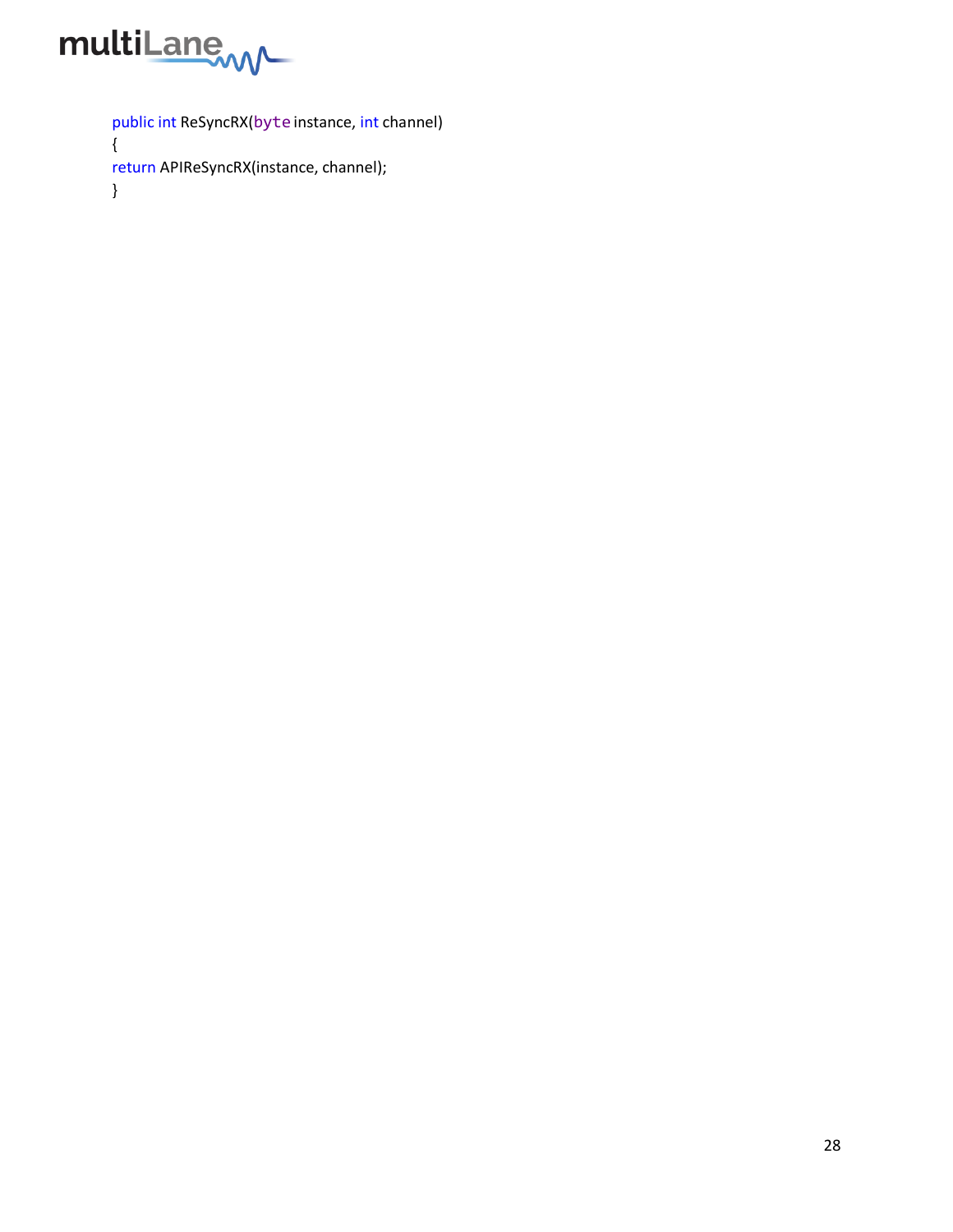```
public int ReSyncRX(byte instance, int channel)
{
return APIReSyncRX(instance, channel);
}
```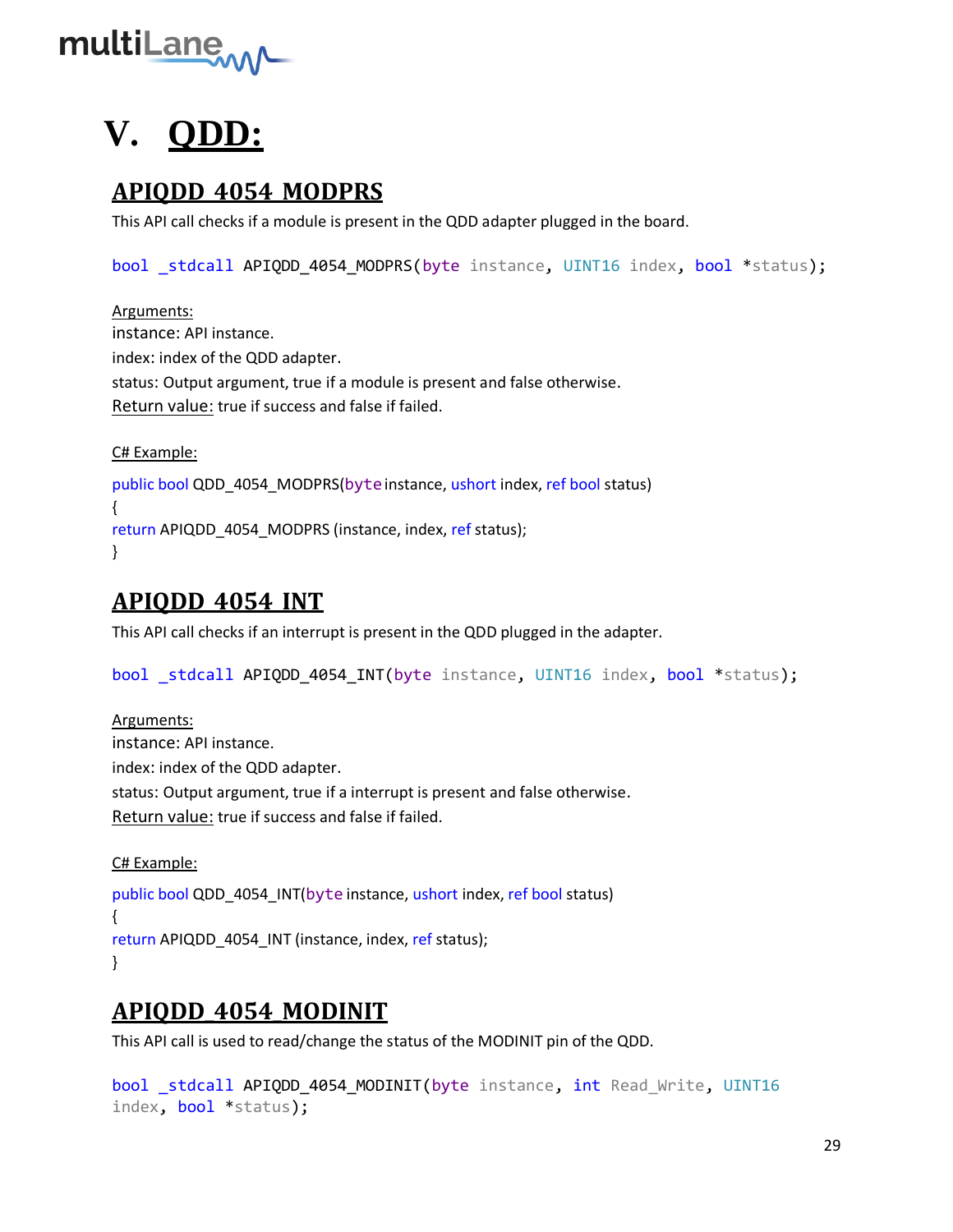# V. QDD:

## APIQDD_4054_MODPRS

This API call checks if a module is present in the QDD adapter plugged in the board.

```
bool _stdcall APIQDD_4054_MODPRS(byte instance, UINT16 index, bool *status);
```

Arguments:

instance: API instance.

index: index of the QDD adapter.

status: Output argument, true if a module is present and false otherwise.

Return value: true if success and false if failed.

C# Example:

```
public bool QDD_4054_MODPRS(byte instance, ushort index, ref bool status)
{
return APIQDD_4054_MODPRS (instance, index, ref status);
}
```

## APIQDD_4054_INT

This API call checks if an interrupt is present in the QDD plugged in the adapter.

```
bool _stdcall APIQDD_4054_INT(byte instance, UINT16 index, bool *status);
```

Arguments:

instance: API instance.

index: index of the QDD adapter.

status: Output argument, true if a interrupt is present and false otherwise.

Return value: true if success and false if failed.

C# Example:

```
public bool QDD_4054_INT(byte instance, ushort index, ref bool status)
{
return APIQDD_4054_INT (instance, index, ref status);
}
```

## APIQDD_4054_MODINIT

This API call is used to read/change the status of the MODINIT pin of the QDD.

```
bool _stdcall APIQDD_4054_MODINIT(byte instance, int Read_Write, UINT16
index, bool *status);
```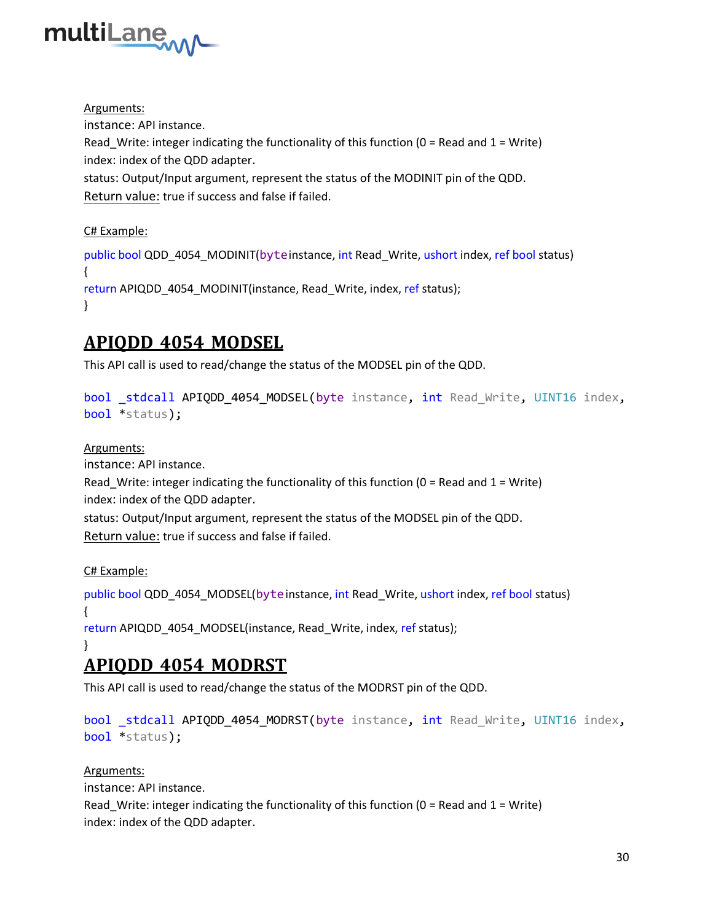Arguments:
instance: API instance.
Read_Write: integer indicating the functionality of this function (0 = Read and 1 = Write)
index: index of the QDD adapter.
status: Output/Input argument, represent the status of the MODINIT pin of the QDD.
Return value: true if success and false if failed.

C# Example:

```
public bool QDD_4054_MODINIT(byte instance, int Read_Write, ushort index, ref bool status)
{
return APIQDD_4054_MODINIT(instance, Read_Write, index, ref status);
}
```

## APIQDD_4054_MODSEL

This API call is used to read/change the status of the MODSEL pin of the QDD.

```
bool _stdcall APIQDD_4054_MODSEL(byte instance, int Read_Write, UINT16 index,
bool *status);
```

Arguments:
instance: API instance.
Read_Write: integer indicating the functionality of this function (0 = Read and 1 = Write)
index: index of the QDD adapter.
status: Output/Input argument, represent the status of the MODSEL pin of the QDD.
Return value: true if success and false if failed.

C# Example:

```
public bool QDD_4054_MODSEL(byte instance, int Read_Write, ushort index, ref bool status)
{
return APIQDD_4054_MODSEL(instance, Read_Write, index, ref status);
}
```

## APIQDD_4054_MODRST

This API call is used to read/change the status of the MODRST pin of the QDD.

```
bool _stdcall APIQDD_4054_MODRST(byte instance, int Read_Write, UINT16 index,
bool *status);
```

Arguments:
instance: API instance.
Read_Write: integer indicating the functionality of this function (0 = Read and 1 = Write)
index: index of the QDD adapter.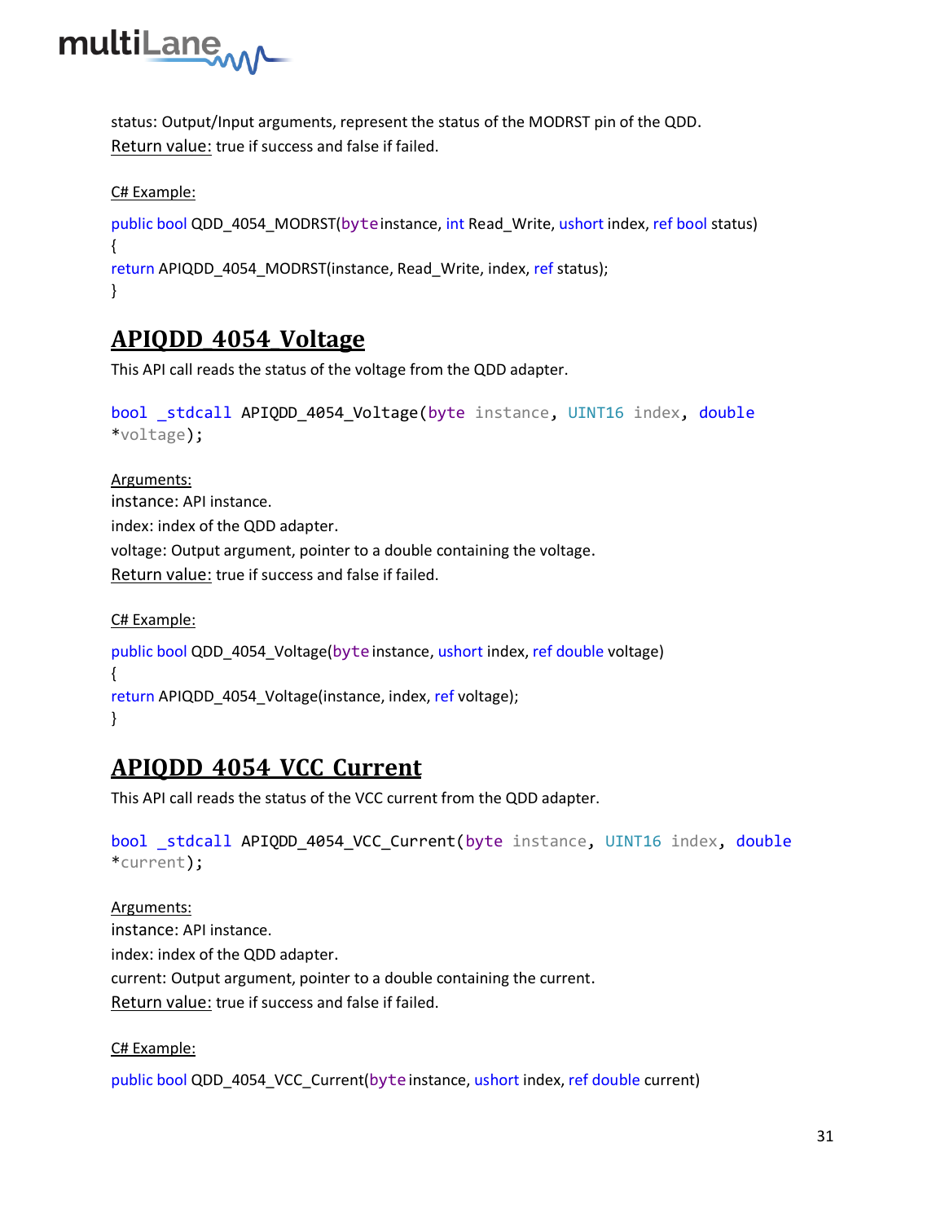status: Output/Input arguments, represent the status of the MODRST pin of the QDD.
Return value: true if success and false if failed.

C# Example:

```
public bool QDD_4054_MODRST(byte instance, int Read_Write, ushort index, ref bool status)
{
return APIQDD_4054_MODRST(instance, Read_Write, index, ref status);
}
```

## APIQDD_4054_Voltage

This API call reads the status of the voltage from the QDD adapter.

```
bool _stdcall APIQDD_4054_Voltage(byte instance, UINT16 index, double *voltage);
```

Arguments:
instance: API instance.
index: index of the QDD adapter.
voltage: Output argument, pointer to a double containing the voltage.
Return value: true if success and false if failed.

C# Example:

```
public bool QDD_4054_Voltage(byte instance, ushort index, ref double voltage)
{
return APIQDD_4054_Voltage(instance, index, ref voltage);
}
```

## APIQDD_4054_VCC_Current

This API call reads the status of the VCC current from the QDD adapter.

```
bool _stdcall APIQDD_4054_VCC_Current(byte instance, UINT16 index, double *current);
```

Arguments:
instance: API instance.
index: index of the QDD adapter.
current: Output argument, pointer to a double containing the current.
Return value: true if success and false if failed.

C# Example:

```
public bool QDD_4054_VCC_Current(byte instance, ushort index, ref double current)
```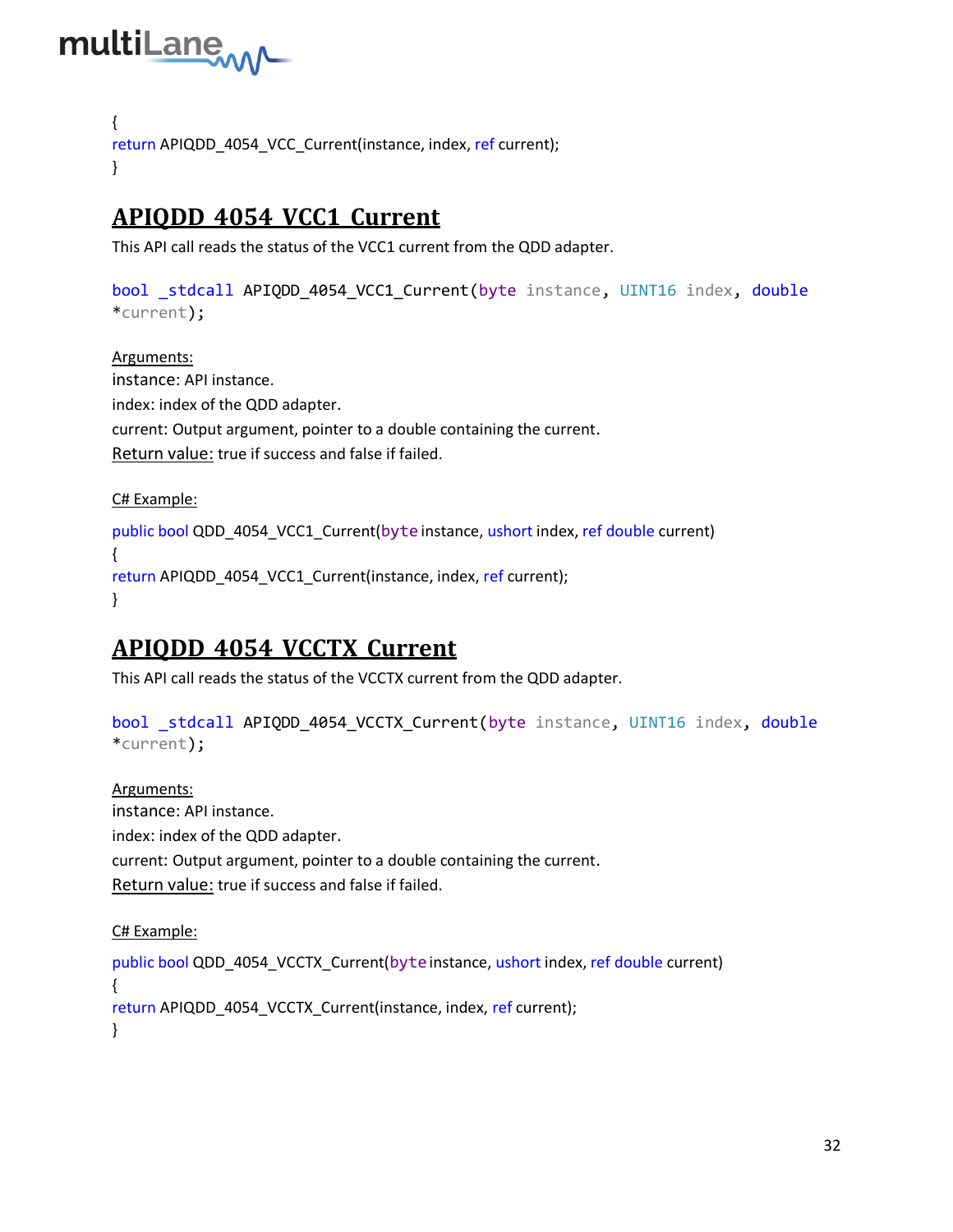```
{
return APIQDD_4054_VCC_Current(instance, index, ref current);
}
```

## APIQDD_4054_VCC1_Current

This API call reads the status of the VCC1 current from the QDD adapter.

```
bool _stdcall APIQDD_4054_VCC1_Current(byte instance, UINT16 index, double *current);
```

Arguments:

instance: API instance.

index: index of the QDD adapter.

current: Output argument, pointer to a double containing the current.

Return value: true if success and false if failed.

C# Example:

```
public bool QDD_4054_VCC1_Current(byte instance, ushort index, ref double current)
{
return APIQDD_4054_VCC1_Current(instance, index, ref current);
}
```

## APIQDD_4054_VCCTX_Current

This API call reads the status of the VCCTX current from the QDD adapter.

```
bool _stdcall APIQDD_4054_VCCTX_Current(byte instance, UINT16 index, double *current);
```

Arguments:

instance: API instance.

index: index of the QDD adapter.

current: Output argument, pointer to a double containing the current.

Return value: true if success and false if failed.

C# Example:

```
public bool QDD_4054_VCCTX_Current(byte instance, ushort index, ref double current)
{
return APIQDD_4054_VCCTX_Current(instance, index, ref current);
}
```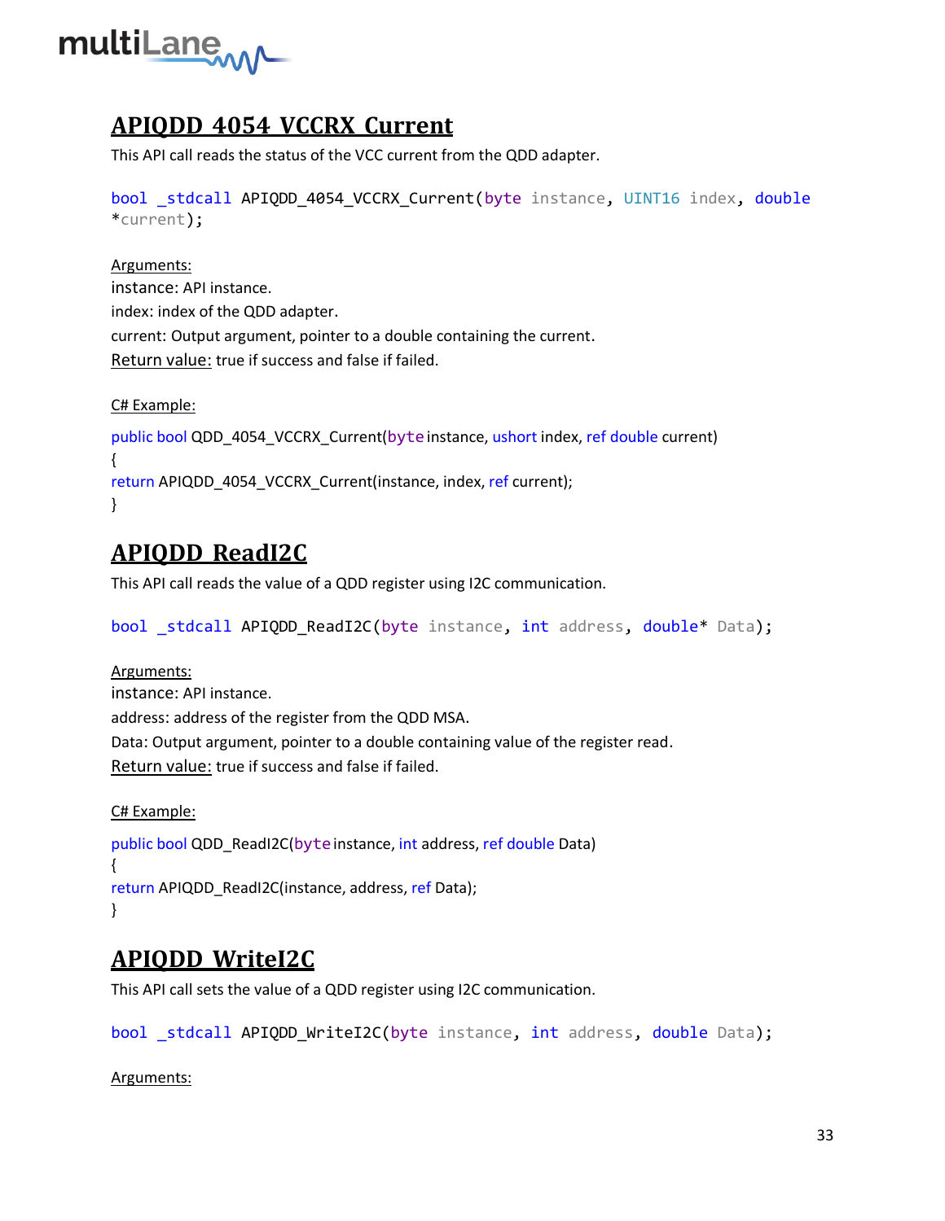## APIQDD_4054_VCCRX_Current

This API call reads the status of the VCC current from the QDD adapter.

```
bool _stdcall APIQDD_4054_VCCRX_Current(byte instance, UINT16 index, double *current);
```

Arguments:

instance: API instance.

index: index of the QDD adapter.

current: Output argument, pointer to a double containing the current.

Return value: true if success and false if failed.

C# Example:

```
public bool QDD_4054_VCCRX_Current(byte instance, ushort index, ref double current)
{
return APIQDD_4054_VCCRX_Current(instance, index, ref current);
}
```

## APIQDD_ReadI2C

This API call reads the value of a QDD register using I2C communication.

```
bool _stdcall APIQDD_ReadI2C(byte instance, int address, double* Data);
```

Arguments:

instance: API instance.

address: address of the register from the QDD MSA.

Data: Output argument, pointer to a double containing value of the register read.

Return value: true if success and false if failed.

C# Example:

```
public bool QDD_ReadI2C(byte instance, int address, ref double Data)
{
return APIQDD_ReadI2C(instance, address, ref Data);
}
```

## APIQDD_WriteI2C

This API call sets the value of a QDD register using I2C communication.

```
bool _stdcall APIQDD_WriteI2C(byte instance, int address, double Data);
```

Arguments: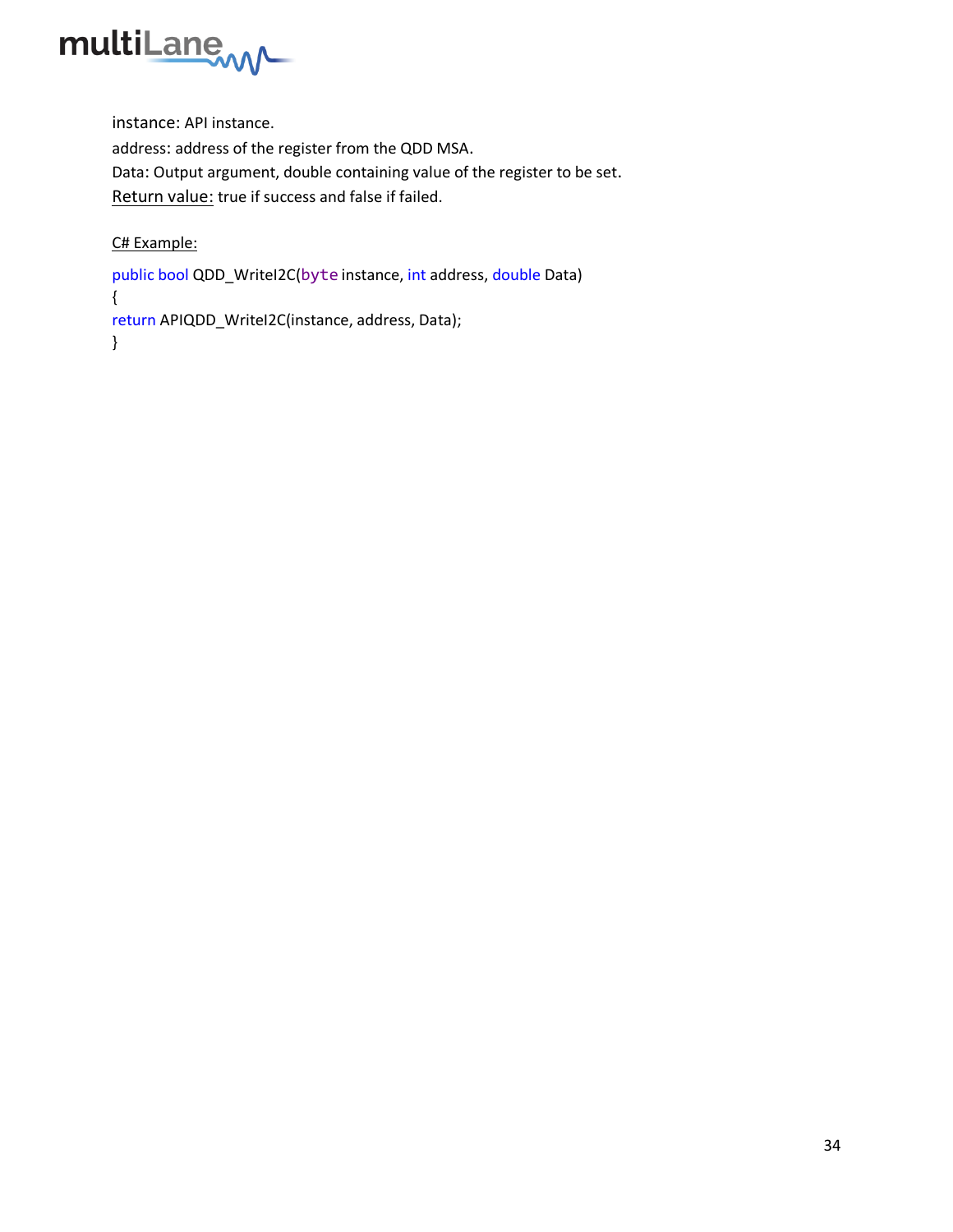instance: API instance.

address: address of the register from the QDD MSA.

Data: Output argument, double containing value of the register to be set.

Return value: true if success and false if failed.

C# Example:

```
public bool QDD_WriteI2C(byte instance, int address, double Data)
{
return APIQDD_WriteI2C(instance, address, Data);
}
```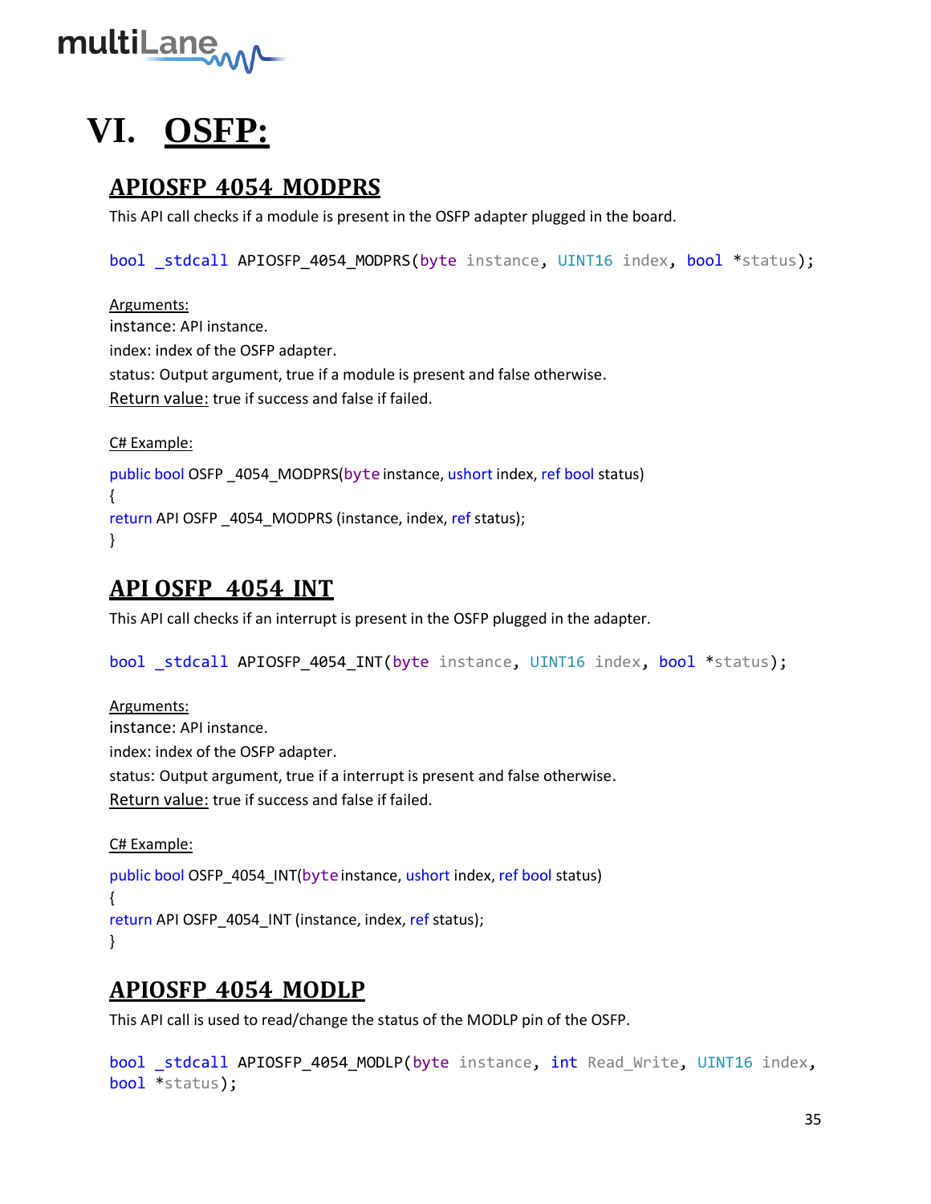# VI. OSFP:

## APIOSFP_4054_MODPRS

This API call checks if a module is present in the OSFP adapter plugged in the board.

```
bool _stdcall APIOSFP_4054_MODPRS(byte instance, UINT16 index, bool *status);
```

Arguments:

instance: API instance.

index: index of the OSFP adapter.

status: Output argument, true if a module is present and false otherwise.

Return value: true if success and false if failed.

C# Example:

```
public bool OSFP _4054_MODPRS(byte instance, ushort index, ref bool status)
{
return API OSFP _4054_MODPRS (instance, index, ref status);
}
```

## API OSFP_4054_INT

This API call checks if an interrupt is present in the OSFP plugged in the adapter.

```
bool _stdcall APIOSFP_4054_INT(byte instance, UINT16 index, bool *status);
```

Arguments:

instance: API instance.

index: index of the OSFP adapter.

status: Output argument, true if a interrupt is present and false otherwise.

Return value: true if success and false if failed.

C# Example:

```
public bool OSFP_4054_INT(byte instance, ushort index, ref bool status)
{
return API OSFP_4054_INT (instance, index, ref status);
}
```

## APIOSFP_4054_MODLP

This API call is used to read/change the status of the MODLP pin of the OSFP.

```
bool _stdcall APIOSFP_4054_MODLP(byte instance, int Read_Write, UINT16 index,
bool *status);
```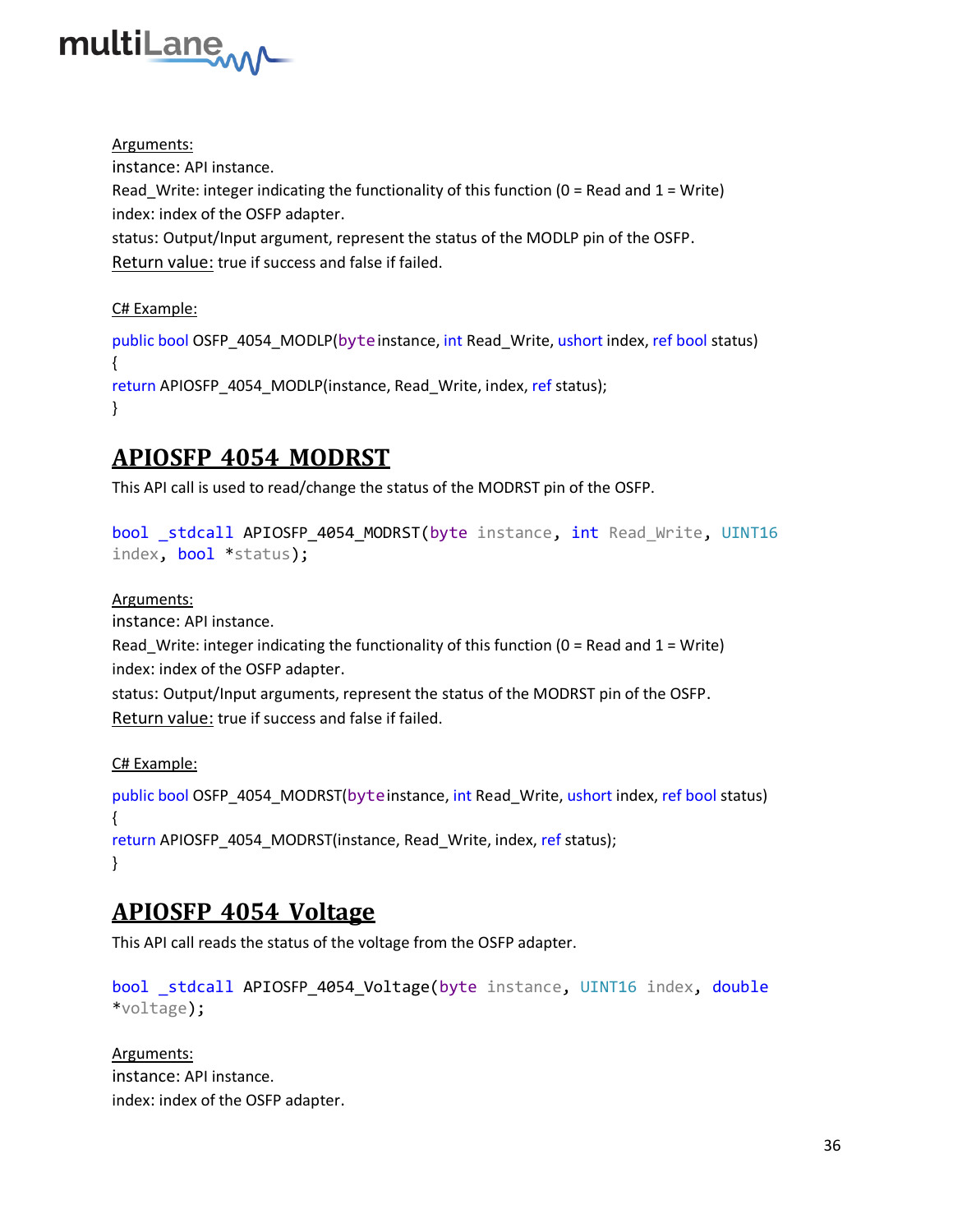Arguments:
instance: API instance.
Read_Write: integer indicating the functionality of this function (0 = Read and 1 = Write)
index: index of the OSFP adapter.
status: Output/Input argument, represent the status of the MODLP pin of the OSFP.
Return value: true if success and false if failed.

C# Example:

```
public bool OSFP_4054_MODLP(byte instance, int Read_Write, ushort index, ref bool status)
{
return APIOSFP_4054_MODLP(instance, Read_Write, index, ref status);
}
```

## APIOSFP_4054_MODRST

This API call is used to read/change the status of the MODRST pin of the OSFP.

```
bool _stdcall APIOSFP_4054_MODRST(byte instance, int Read_Write, UINT16 index, bool *status);
```

Arguments:
instance: API instance.
Read_Write: integer indicating the functionality of this function (0 = Read and 1 = Write)
index: index of the OSFP adapter.
status: Output/Input arguments, represent the status of the MODRST pin of the OSFP.
Return value: true if success and false if failed.

C# Example:

```
public bool OSFP_4054_MODRST(byte instance, int Read_Write, ushort index, ref bool status)
{
return APIOSFP_4054_MODRST(instance, Read_Write, index, ref status);
}
```

## APIOSFP_4054_Voltage

This API call reads the status of the voltage from the OSFP adapter.

```
bool _stdcall APIOSFP_4054_Voltage(byte instance, UINT16 index, double *voltage);
```

Arguments:
instance: API instance.
index: index of the OSFP adapter.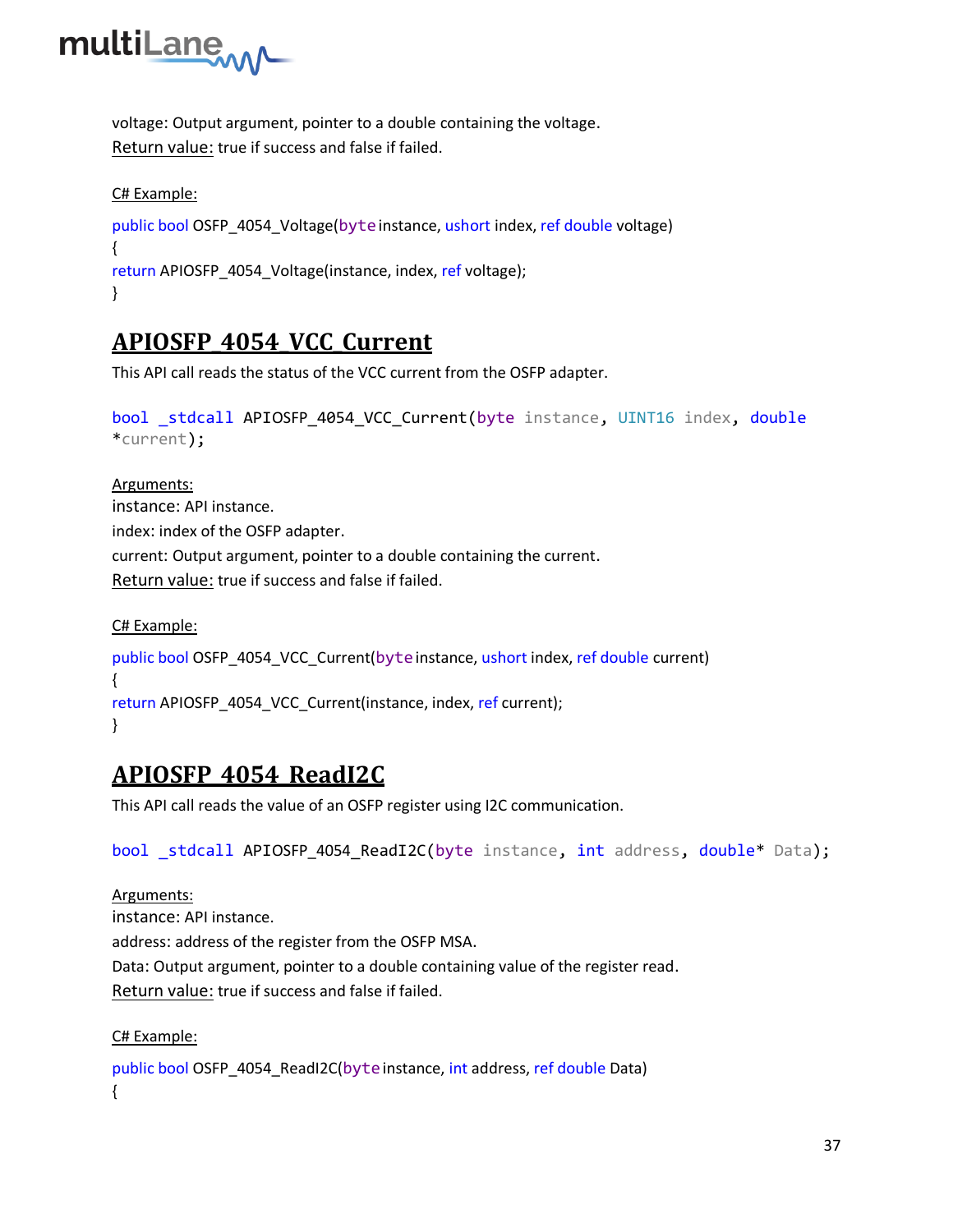voltage: Output argument, pointer to a double containing the voltage.
Return value: true if success and false if failed.

C# Example:

```
public bool OSFP_4054_Voltage(byte instance, ushort index, ref double voltage)
{
return APIOSFP_4054_Voltage(instance, index, ref voltage);
}
```

## APIOSFP_4054_VCC_Current

This API call reads the status of the VCC current from the OSFP adapter.

```
bool _stdcall APIOSFP_4054_VCC_Current(byte instance, UINT16 index, double *current);
```

Arguments:
instance: API instance.
index: index of the OSFP adapter.
current: Output argument, pointer to a double containing the current.
Return value: true if success and false if failed.

C# Example:

```
public bool OSFP_4054_VCC_Current(byte instance, ushort index, ref double current)
{
return APIOSFP_4054_VCC_Current(instance, index, ref current);
}
```

## APIOSFP_4054_ReadI2C

This API call reads the value of an OSFP register using I2C communication.

```
bool _stdcall APIOSFP_4054_ReadI2C(byte instance, int address, double* Data);
```

Arguments:
instance: API instance.
address: address of the register from the OSFP MSA.
Data: Output argument, pointer to a double containing value of the register read.
Return value: true if success and false if failed.

C# Example:

```
public bool OSFP_4054_ReadI2C(byte instance, int address, ref double Data)
{
```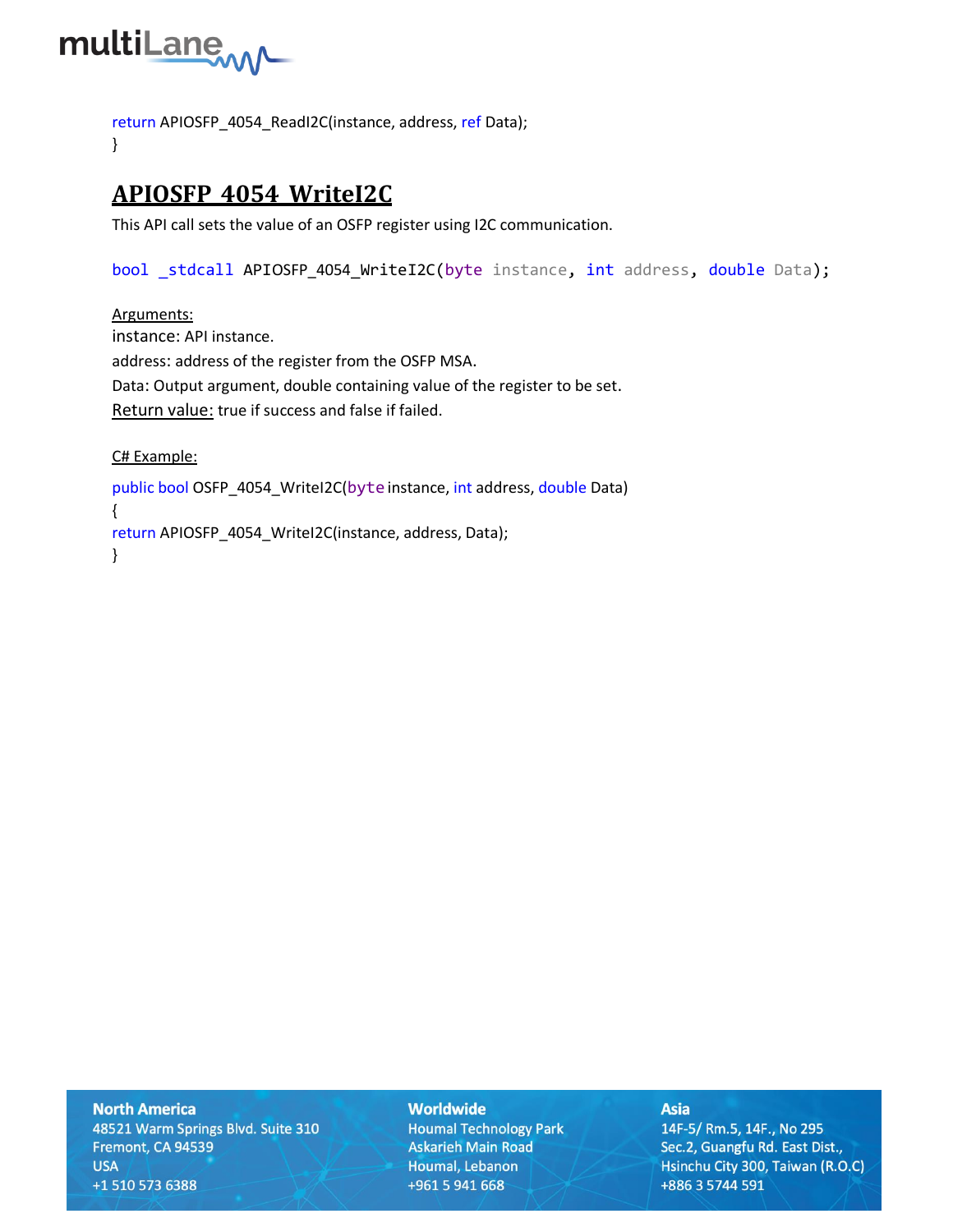```
return APIOSFP_4054_ReadI2C(instance, address, ref Data);
}
```

## APIOSFP_4054_WriteI2C

This API call sets the value of an OSFP register using I2C communication.

```
bool _stdcall APIOSFP_4054_WriteI2C(byte instance, int address, double Data);
```

Arguments:

instance: API instance.

address: address of the register from the OSFP MSA.

Data: Output argument, double containing value of the register to be set.

Return value: true if success and false if failed.

C# Example:

```
public bool OSFP_4054_WriteI2C(byte instance, int address, double Data)
{
return APIOSFP_4054_WriteI2C(instance, address, Data);
}
```